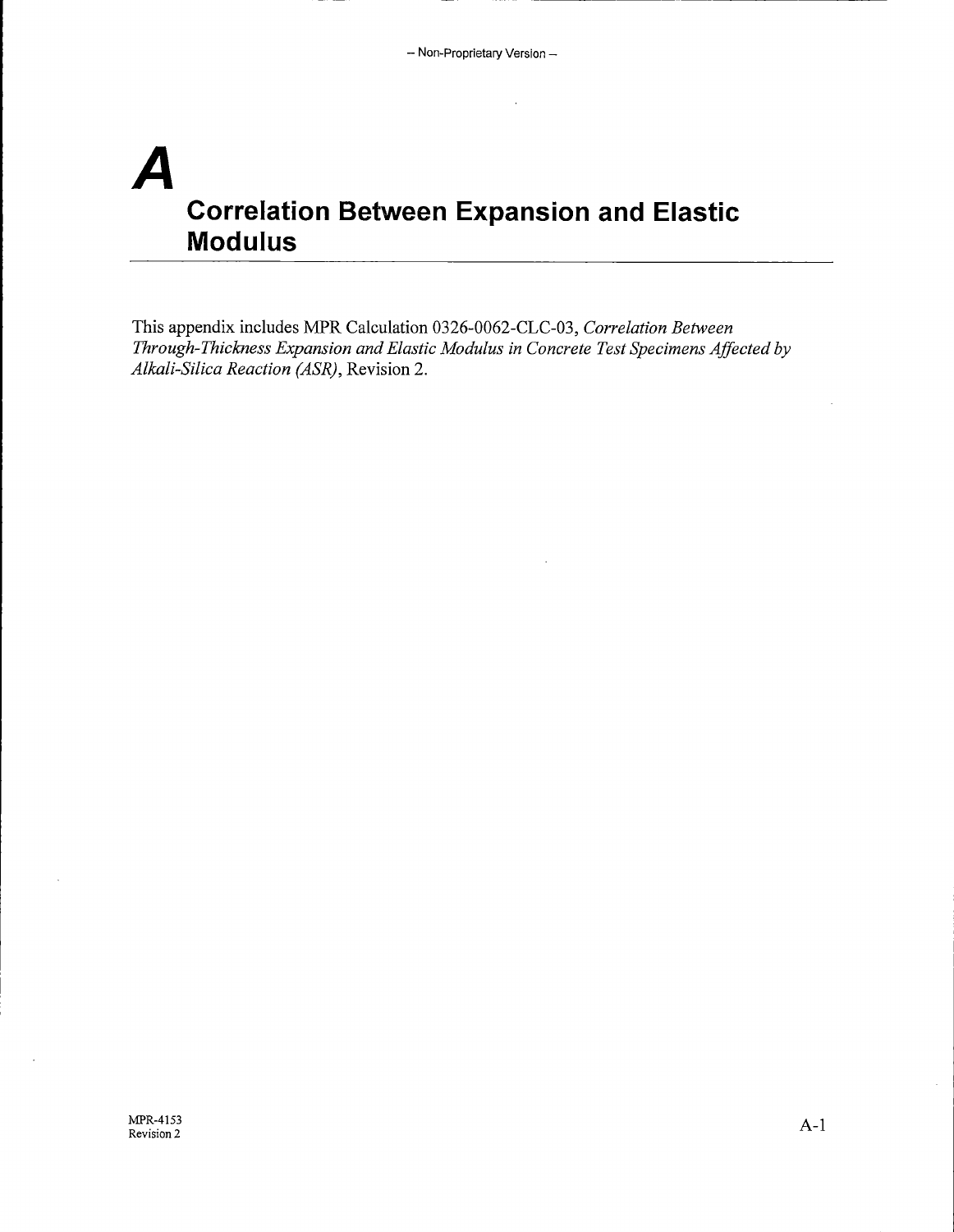# A
# Correlation Between Expansion and Elastic Modulus

This appendix includes MPR Calculation 0326-0062-CLC-03, *Correlation Between Through-Thickness Expansion and Elastic Modulus in Concrete Test Specimens Affected by Alkali-Silica Reaction (ASR)*, Revision 2.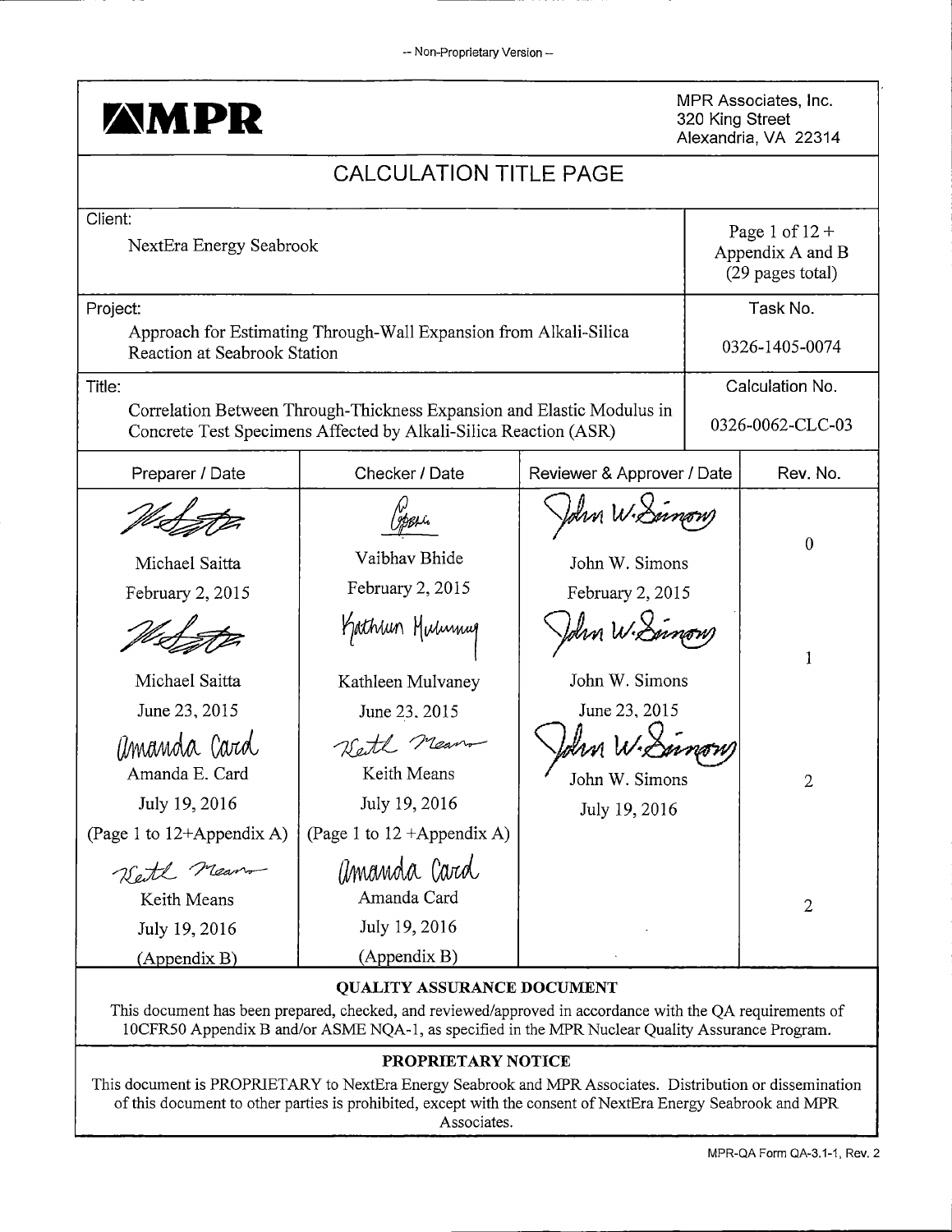-- Non-Proprietary Version --

**MPR**

MPR Associates, Inc.
320 King Street
Alexandria, VA 22314

# CALCULATION TITLE PAGE

| Client: | |
|---|---|
| NextEra Energy Seabrook | Page 1 of 12 + Appendix A and B (29 pages total) |

| Project: | Task No. |
|---|---|
| Approach for Estimating Through-Wall Expansion from Alkali-Silica Reaction at Seabrook Station | 0326-1405-0074 |

| Title: | Calculation No. |
|---|---|
| Correlation Between Through-Thickness Expansion and Elastic Modulus in Concrete Test Specimens Affected by Alkali-Silica Reaction (ASR) | 0326-0062-CLC-03 |

| Preparer / Date | Checker / Date | Reviewer & Approver / Date | Rev. No. |
|---|---|---|---|
| Michael Saitta<br>February 2, 2015 | Vaibhav Bhide<br>February 2, 2015 | John W. Simons<br>February 2, 2015 | 0 |
| Michael Saitta<br>June 23, 2015 | Kathleen Mulvaney<br>June 23, 2015 | John W. Simons<br>June 23, 2015 | 1 |
| Amanda E. Card<br>July 19, 2016<br>(Page 1 to 12+Appendix A) | Keith Means<br>July 19, 2016<br>(Page 1 to 12 +Appendix A) | John W. Simons<br>July 19, 2016 | 2 |
| Keith Means<br>July 19, 2016<br>(Appendix B) | Amanda Card<br>July 19, 2016<br>(Appendix B) | | 2 |

**QUALITY ASSURANCE DOCUMENT**

This document has been prepared, checked, and reviewed/approved in accordance with the QA requirements of 10CFR50 Appendix B and/or ASME NQA-1, as specified in the MPR Nuclear Quality Assurance Program.

**PROPRIETARY NOTICE**

This document is PROPRIETARY to NextEra Energy Seabrook and MPR Associates. Distribution or dissemination of this document to other parties is prohibited, except with the consent of NextEra Energy Seabrook and MPR Associates.

MPR-QA Form QA-3.1-1, Rev. 2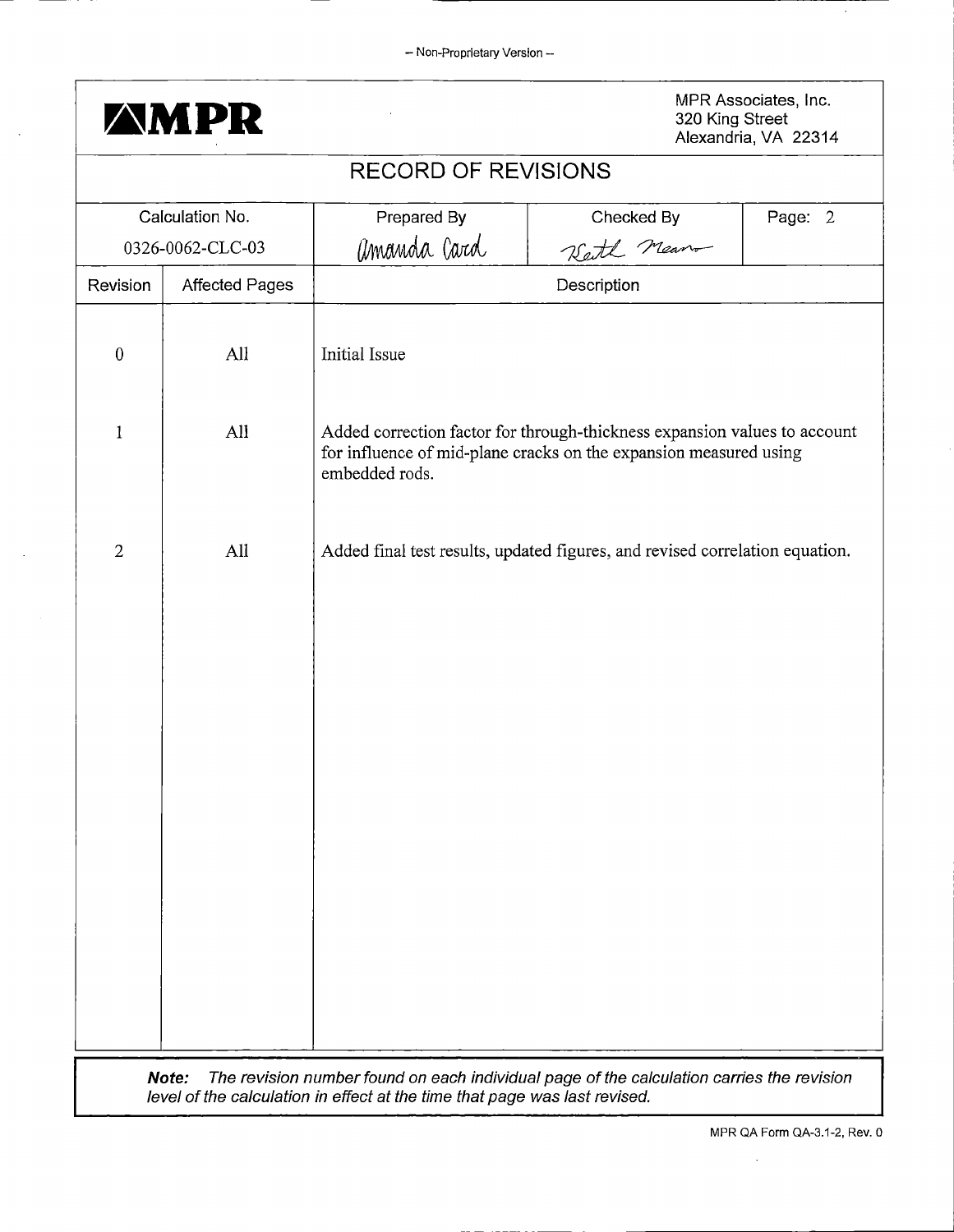– Non-Proprietary Version –

**MPR**

MPR Associates, Inc.
320 King Street
Alexandria, VA 22314

# RECORD OF REVISIONS

| Calculation No. | Prepared By | Checked By | Page: 2 |
|---|---|---|---|
| 0326-0062-CLC-03 | Amanda Card | Keith Means | |

| Revision | Affected Pages | Description |
|---|---|---|
| 0 | All | Initial Issue |
| 1 | All | Added correction factor for through-thickness expansion values to account for influence of mid-plane cracks on the expansion measured using embedded rods. |
| 2 | All | Added final test results, updated figures, and revised correlation equation. |

***Note:*** *The revision number found on each individual page of the calculation carries the revision level of the calculation in effect at the time that page was last revised.*

MPR QA Form QA-3.1-2, Rev. 0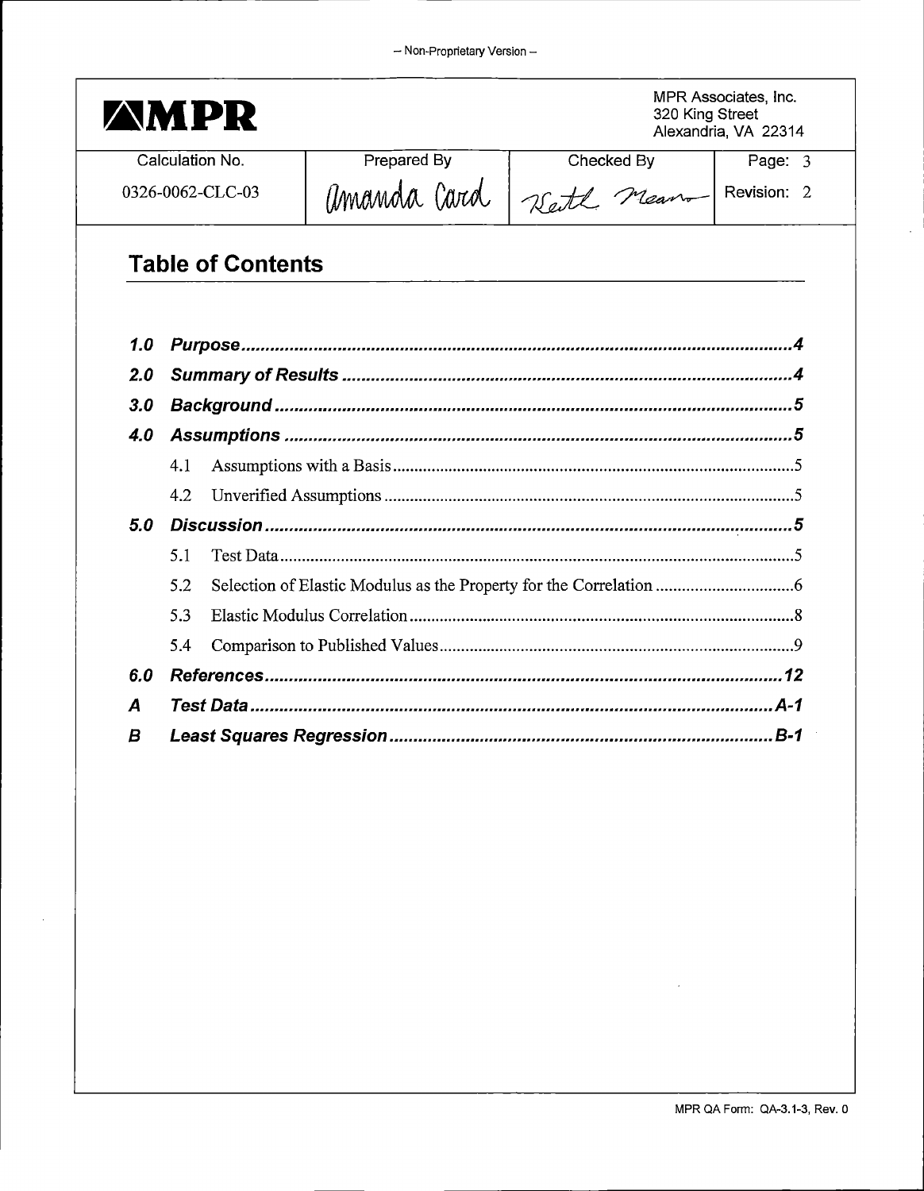| MPR | | | MPR Associates, Inc. 320 King Street Alexandria, VA 22314 |
|---|---|---|---|
| Calculation No. | Prepared By | Checked By | Page: 3 |
| 0326-0062-CLC-03 | Amanda Card | Keith Mears | Revision: 2 |

# Table of Contents

| | | |
|---|---|---|
| **1.0** | ***Purpose*** | ***4*** |
| **2.0** | ***Summary of Results*** | ***4*** |
| **3.0** | ***Background*** | ***5*** |
| **4.0** | ***Assumptions*** | ***5*** |
| 4.1 | Assumptions with a Basis | 5 |
| 4.2 | Unverified Assumptions | 5 |
| **5.0** | ***Discussion*** | ***5*** |
| 5.1 | Test Data | 5 |
| 5.2 | Selection of Elastic Modulus as the Property for the Correlation | 6 |
| 5.3 | Elastic Modulus Correlation | 8 |
| 5.4 | Comparison to Published Values | 9 |
| **6.0** | ***References*** | ***12*** |
| **A** | ***Test Data*** | ***A-1*** |
| **B** | ***Least Squares Regression*** | ***B-1*** |

MPR QA Form: QA-3.1-3, Rev. 0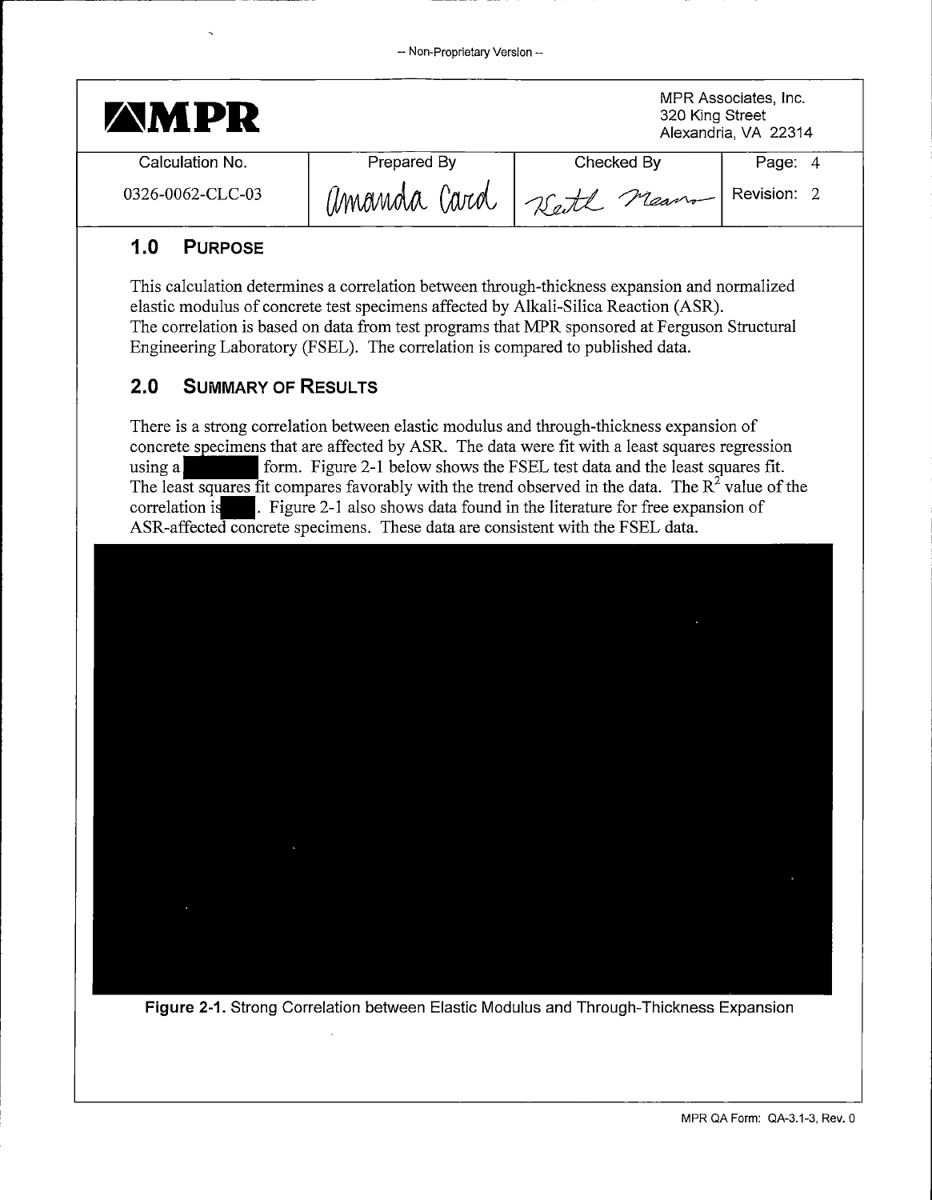– Non-Proprietary Version –

| Calculation No. | Prepared By | Checked By | Page: 4 |
| --- | --- | --- | --- |
| 0326-0062-CLC-03 | Amanda Card | Keith Means | Revision: 2 |

## 1.0 PURPOSE

This calculation determines a correlation between through-thickness expansion and normalized elastic modulus of concrete test specimens affected by Alkali-Silica Reaction (ASR). The correlation is based on data from test programs that MPR sponsored at Ferguson Structural Engineering Laboratory (FSEL). The correlation is compared to published data.

## 2.0 SUMMARY OF RESULTS

There is a strong correlation between elastic modulus and through-thickness expansion of concrete specimens that are affected by ASR. The data were fit with a least squares regression using a ███ form. Figure 2-1 below shows the FSEL test data and the least squares fit. The least squares fit compares favorably with the trend observed in the data. The $R^2$ value of the correlation is ███. Figure 2-1 also shows data found in the literature for free expansion of ASR-affected concrete specimens. These data are consistent with the FSEL data.

**Figure 2-1.** Strong Correlation between Elastic Modulus and Through-Thickness Expansion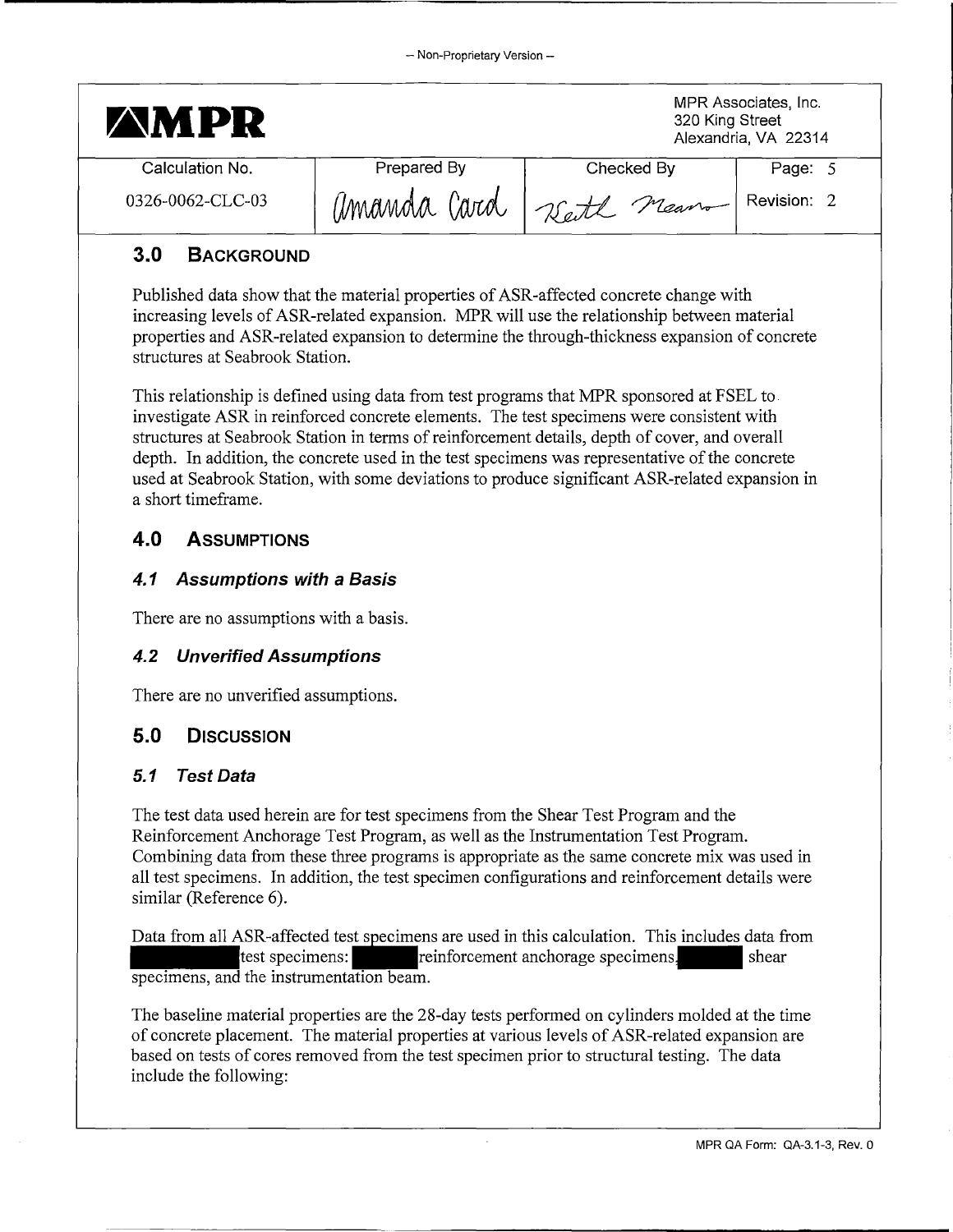# 3.0 BACKGROUND

Published data show that the material properties of ASR-affected concrete change with increasing levels of ASR-related expansion. MPR will use the relationship between material properties and ASR-related expansion to determine the through-thickness expansion of concrete structures at Seabrook Station.

This relationship is defined using data from test programs that MPR sponsored at FSEL to investigate ASR in reinforced concrete elements. The test specimens were consistent with structures at Seabrook Station in terms of reinforcement details, depth of cover, and overall depth. In addition, the concrete used in the test specimens was representative of the concrete used at Seabrook Station, with some deviations to produce significant ASR-related expansion in a short timeframe.

# 4.0 ASSUMPTIONS

## 4.1 Assumptions with a Basis

There are no assumptions with a basis.

## 4.2 Unverified Assumptions

There are no unverified assumptions.

# 5.0 DISCUSSION

## 5.1 Test Data

The test data used herein are for test specimens from the Shear Test Program and the Reinforcement Anchorage Test Program, as well as the Instrumentation Test Program. Combining data from these three programs is appropriate as the same concrete mix was used in all test specimens. In addition, the test specimen configurations and reinforcement details were similar (Reference 6).

Data from all ASR-affected test specimens are used in this calculation. This includes data from [redacted] test specimens: [redacted] reinforcement anchorage specimens, [redacted] shear specimens, and the instrumentation beam.

The baseline material properties are the 28-day tests performed on cylinders molded at the time of concrete placement. The material properties at various levels of ASR-related expansion are based on tests of cores removed from the test specimen prior to structural testing. The data include the following: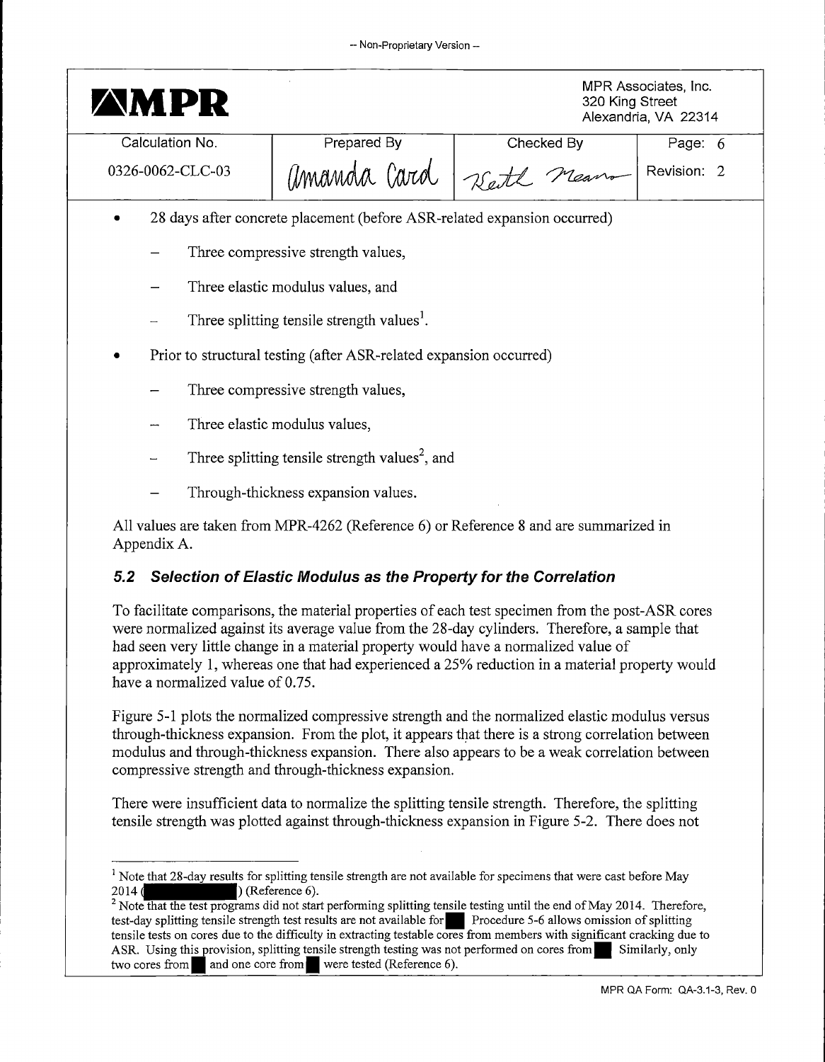- 28 days after concrete placement (before ASR-related expansion occurred)
  - Three compressive strength values,
  - Three elastic modulus values, and
  - Three splitting tensile strength values[1].
- Prior to structural testing (after ASR-related expansion occurred)
  - Three compressive strength values,
  - Three elastic modulus values,
  - Three splitting tensile strength values[2], and
  - Through-thickness expansion values.

All values are taken from MPR-4262 (Reference 6) or Reference 8 and are summarized in Appendix A.

### 5.2 Selection of Elastic Modulus as the Property for the Correlation

To facilitate comparisons, the material properties of each test specimen from the post-ASR cores were normalized against its average value from the 28-day cylinders. Therefore, a sample that had seen very little change in a material property would have a normalized value of approximately 1, whereas one that had experienced a 25% reduction in a material property would have a normalized value of 0.75.

Figure 5-1 plots the normalized compressive strength and the normalized elastic modulus versus through-thickness expansion. From the plot, it appears that there is a strong correlation between modulus and through-thickness expansion. There also appears to be a weak correlation between compressive strength and through-thickness expansion.

There were insufficient data to normalize the splitting tensile strength. Therefore, the splitting tensile strength was plotted against through-thickness expansion in Figure 5-2. There does not

---

[1] Note that 28-day results for splitting tensile strength are not available for specimens that were cast before May 2014 ( ) (Reference 6).

[2] Note that the test programs did not start performing splitting tensile testing until the end of May 2014. Therefore, test-day splitting tensile strength test results are not available for . Procedure 5-6 allows omission of splitting tensile tests on cores due to the difficulty in extracting testable cores from members with significant cracking due to ASR. Using this provision, splitting tensile strength testing was not performed on cores from . Similarly, only two cores from and one core from were tested (Reference 6).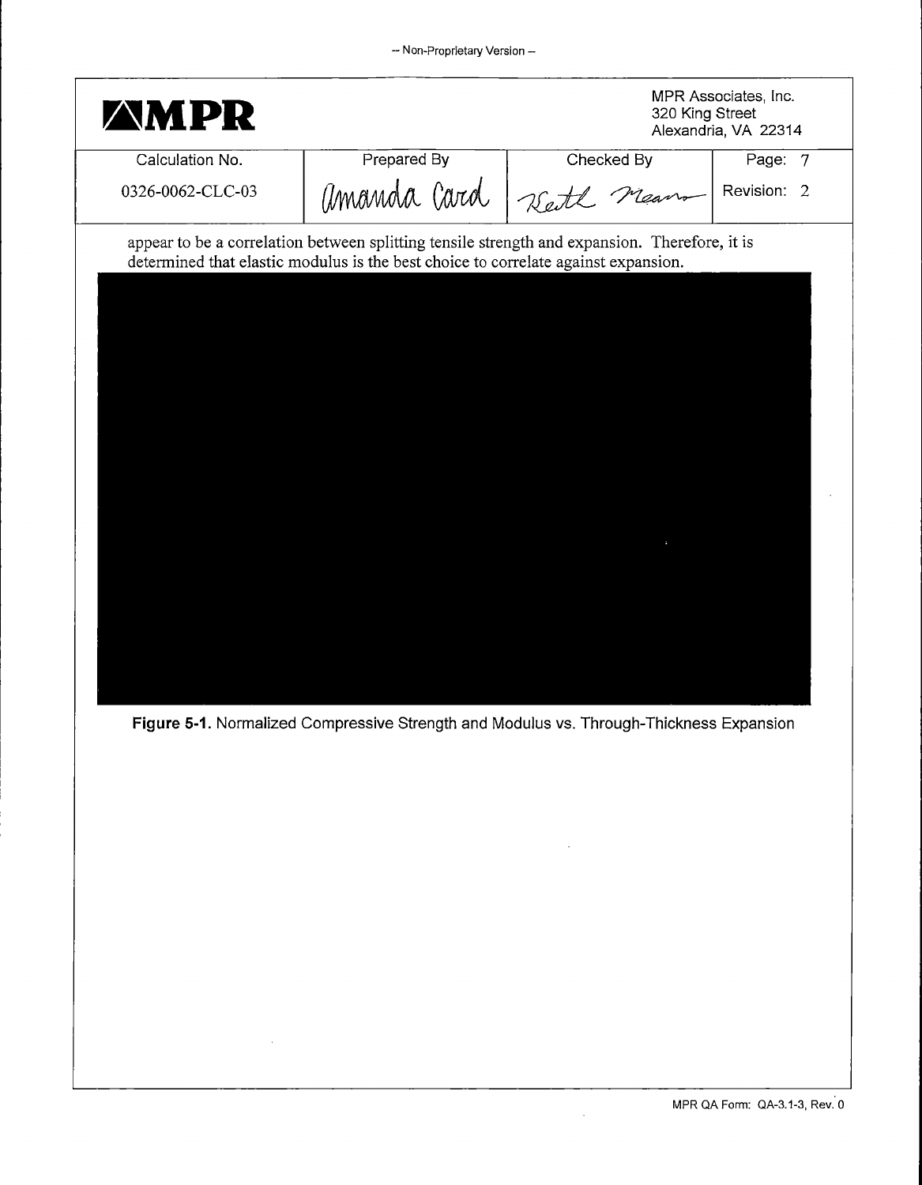appear to be a correlation between splitting tensile strength and expansion. Therefore, it is determined that elastic modulus is the best choice to correlate against expansion.

**Figure 5-1.** Normalized Compressive Strength and Modulus vs. Through-Thickness Expansion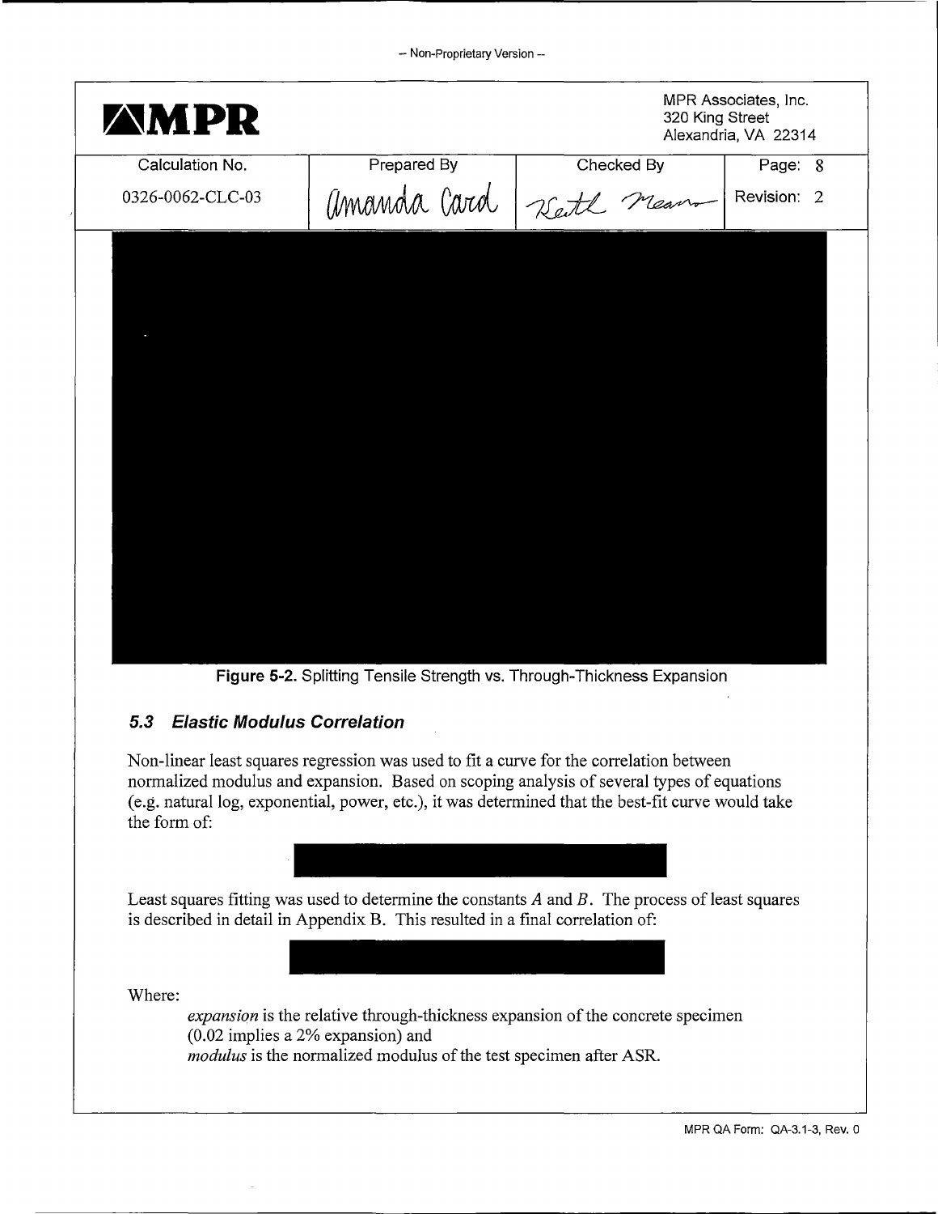Figure 5-2. Splitting Tensile Strength vs. Through-Thickness Expansion

### 5.3 Elastic Modulus Correlation

Non-linear least squares regression was used to fit a curve for the correlation between normalized modulus and expansion. Based on scoping analysis of several types of equations (e.g. natural log, exponential, power, etc.), it was determined that the best-fit curve would take the form of:

Least squares fitting was used to determine the constants $A$ and $B$. The process of least squares is described in detail in Appendix B. This resulted in a final correlation of:

Where:

*expansion* is the relative through-thickness expansion of the concrete specimen (0.02 implies a 2% expansion) and

*modulus* is the normalized modulus of the test specimen after ASR.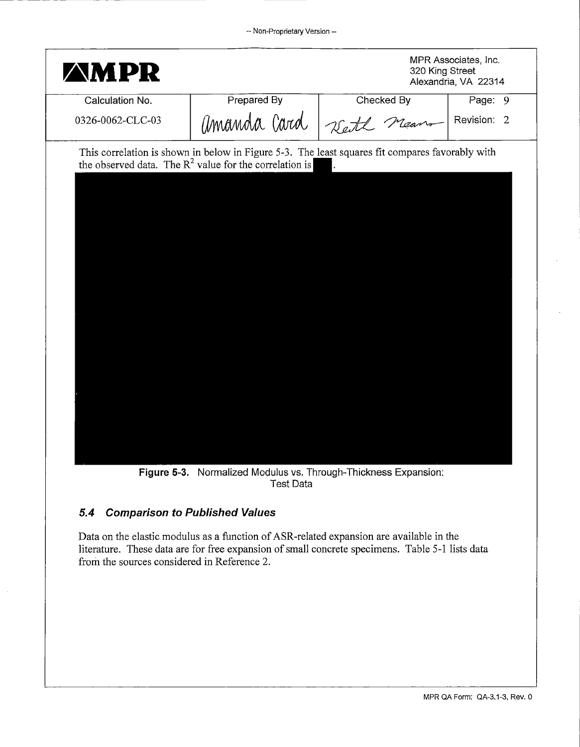This correlation is shown in below in Figure 5-3. The least squares fit compares favorably with the observed data. The $R^2$ value for the correlation is ▇.

**Figure 5-3.** Normalized Modulus vs. Through-Thickness Expansion: Test Data

### *5.4 Comparison to Published Values*

Data on the elastic modulus as a function of ASR-related expansion are available in the literature. These data are for free expansion of small concrete specimens. Table 5-1 lists data from the sources considered in Reference 2.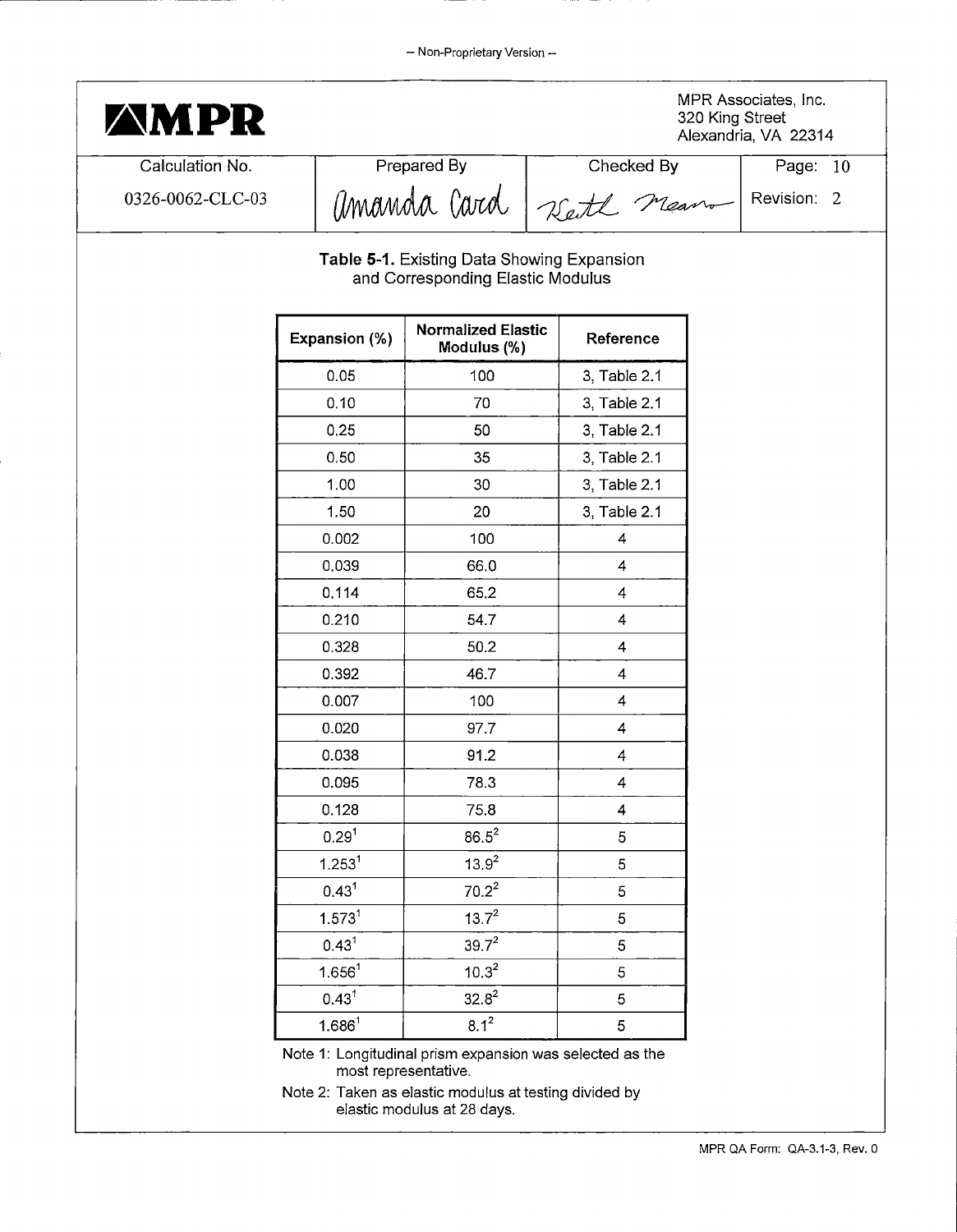– Non-Proprietary Version –

| MPR | | | MPR Associates, Inc. 320 King Street Alexandria, VA 22314 |
|---|---|---|---|
| Calculation No. | Prepared By | Checked By | Page: 10 |
| 0326-0062-CLC-03 | Amanda Card | Keith Means | Revision: 2 |

**Table 5-1.** Existing Data Showing Expansion and Corresponding Elastic Modulus

| Expansion (%) | Normalized Elastic Modulus (%) | Reference |
|---|---|---|
| 0.05 | 100 | 3, Table 2.1 |
| 0.10 | 70 | 3, Table 2.1 |
| 0.25 | 50 | 3, Table 2.1 |
| 0.50 | 35 | 3, Table 2.1 |
| 1.00 | 30 | 3, Table 2.1 |
| 1.50 | 20 | 3, Table 2.1 |
| 0.002 | 100 | 4 |
| 0.039 | 66.0 | 4 |
| 0.114 | 65.2 | 4 |
| 0.210 | 54.7 | 4 |
| 0.328 | 50.2 | 4 |
| 0.392 | 46.7 | 4 |
| 0.007 | 100 | 4 |
| 0.020 | 97.7 | 4 |
| 0.038 | 91.2 | 4 |
| 0.095 | 78.3 | 4 |
| 0.128 | 75.8 | 4 |
| 0.29[1] | 86.5[2] | 5 |
| 1.253[1] | 13.9[2] | 5 |
| 0.43[1] | 70.2[2] | 5 |
| 1.573[1] | 13.7[2] | 5 |
| 0.43[1] | 39.7[2] | 5 |
| 1.656[1] | 10.3[2] | 5 |
| 0.43[1] | 32.8[2] | 5 |
| 1.686[1] | 8.1[2] | 5 |

Note 1: Longitudinal prism expansion was selected as the most representative.

Note 2: Taken as elastic modulus at testing divided by elastic modulus at 28 days.

MPR QA Form: QA-3.1-3, Rev. 0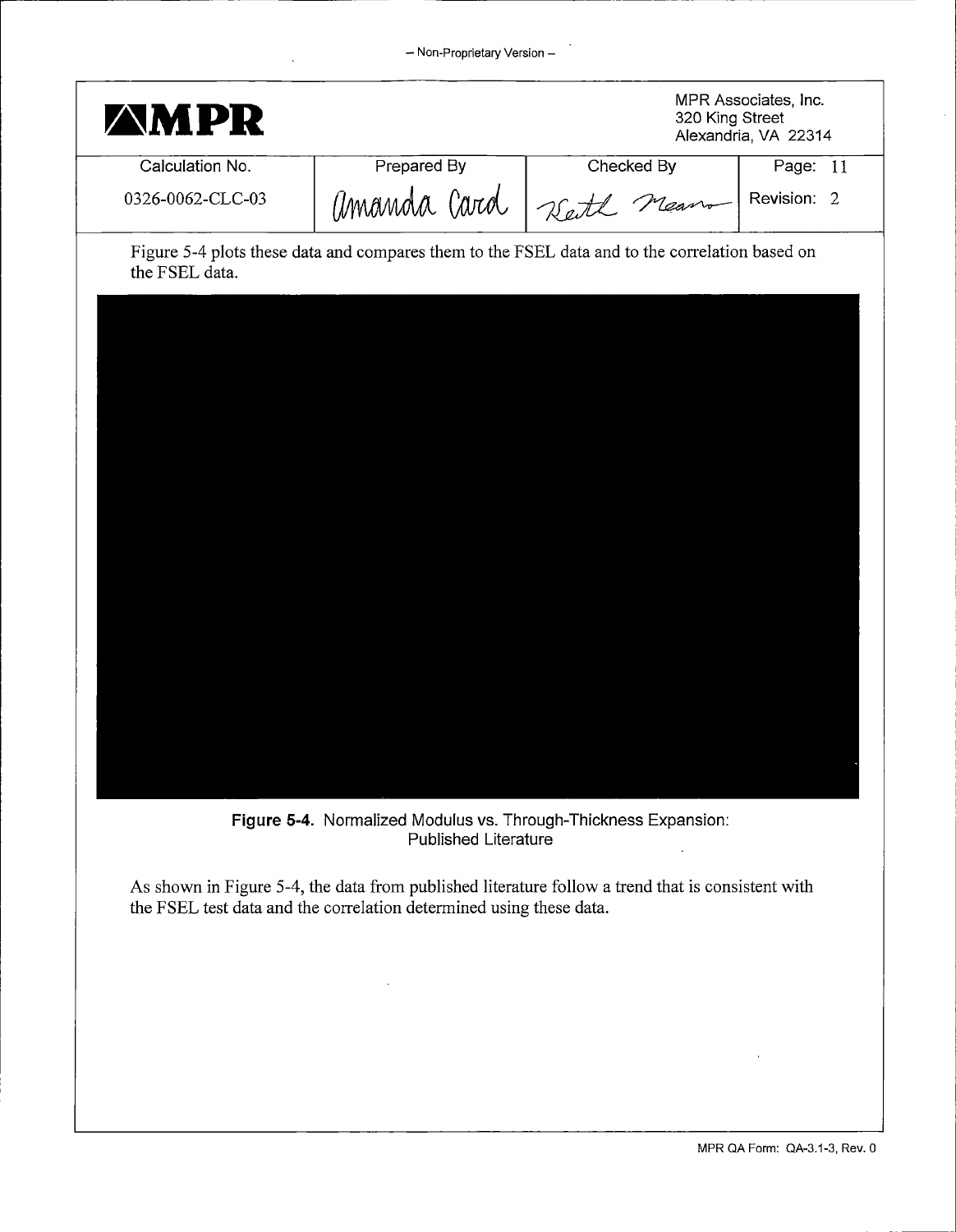Figure 5-4 plots these data and compares them to the FSEL data and to the correlation based on the FSEL data.

**Figure 5-4.** Normalized Modulus vs. Through-Thickness Expansion: Published Literature

As shown in Figure 5-4, the data from published literature follow a trend that is consistent with the FSEL test data and the correlation determined using these data.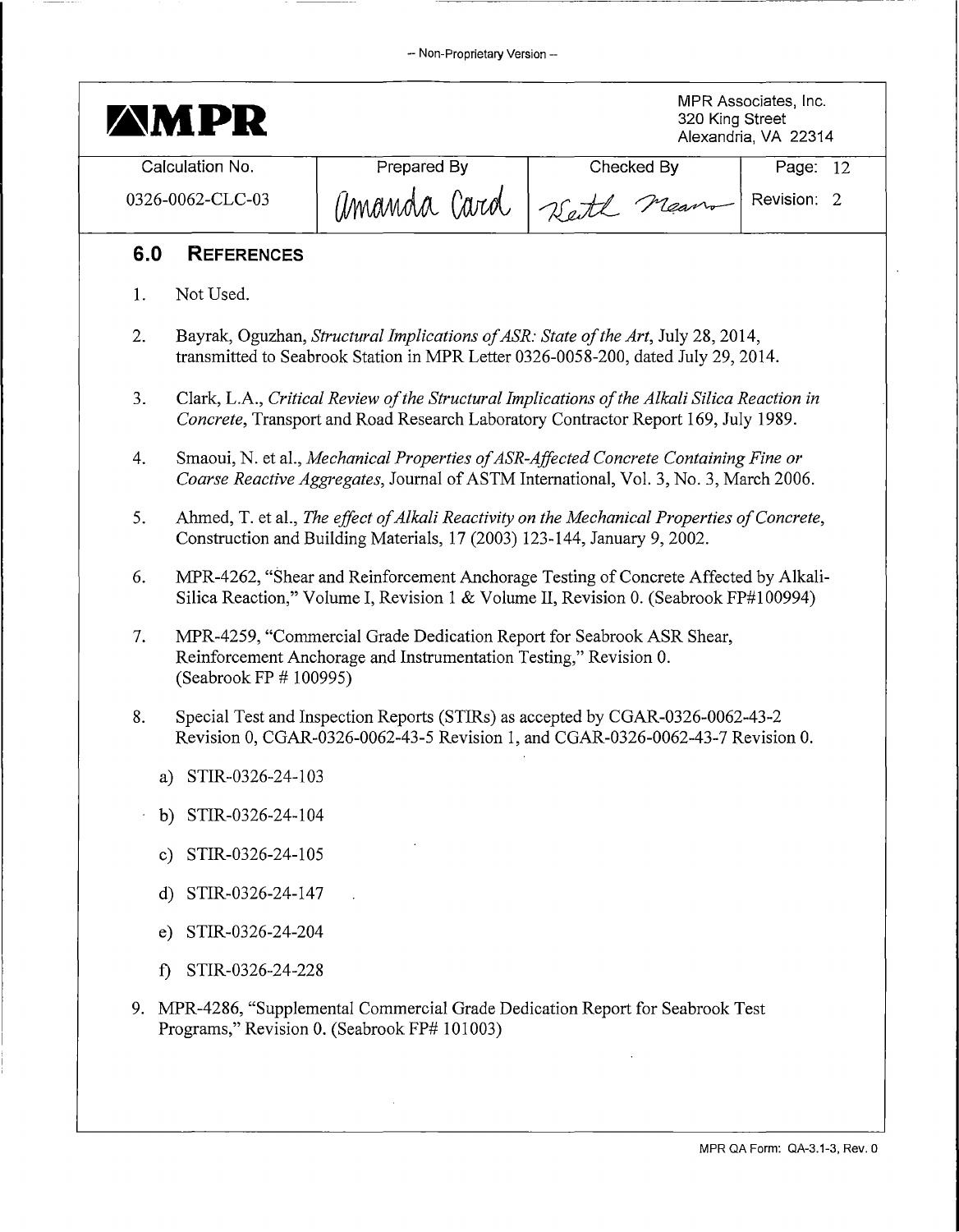## 6.0 REFERENCES

1. Not Used.

2. Bayrak, Oguzhan, *Structural Implications of ASR: State of the Art*, July 28, 2014, transmitted to Seabrook Station in MPR Letter 0326-0058-200, dated July 29, 2014.

3. Clark, L.A., *Critical Review of the Structural Implications of the Alkali Silica Reaction in Concrete*, Transport and Road Research Laboratory Contractor Report 169, July 1989.

4. Smaoui, N. et al., *Mechanical Properties of ASR-Affected Concrete Containing Fine or Coarse Reactive Aggregates*, Journal of ASTM International, Vol. 3, No. 3, March 2006.

5. Ahmed, T. et al., *The effect of Alkali Reactivity on the Mechanical Properties of Concrete*, Construction and Building Materials, 17 (2003) 123-144, January 9, 2002.

6. MPR-4262, "Shear and Reinforcement Anchorage Testing of Concrete Affected by Alkali-Silica Reaction," Volume I, Revision 1 & Volume II, Revision 0. (Seabrook FP#100994)

7. MPR-4259, "Commercial Grade Dedication Report for Seabrook ASR Shear, Reinforcement Anchorage and Instrumentation Testing," Revision 0. (Seabrook FP # 100995)

8. Special Test and Inspection Reports (STIRs) as accepted by CGAR-0326-0062-43-2 Revision 0, CGAR-0326-0062-43-5 Revision 1, and CGAR-0326-0062-43-7 Revision 0.

   a) STIR-0326-24-103

   b) STIR-0326-24-104

   c) STIR-0326-24-105

   d) STIR-0326-24-147

   e) STIR-0326-24-204

   f) STIR-0326-24-228

9. MPR-4286, "Supplemental Commercial Grade Dedication Report for Seabrook Test Programs," Revision 0. (Seabrook FP# 101003)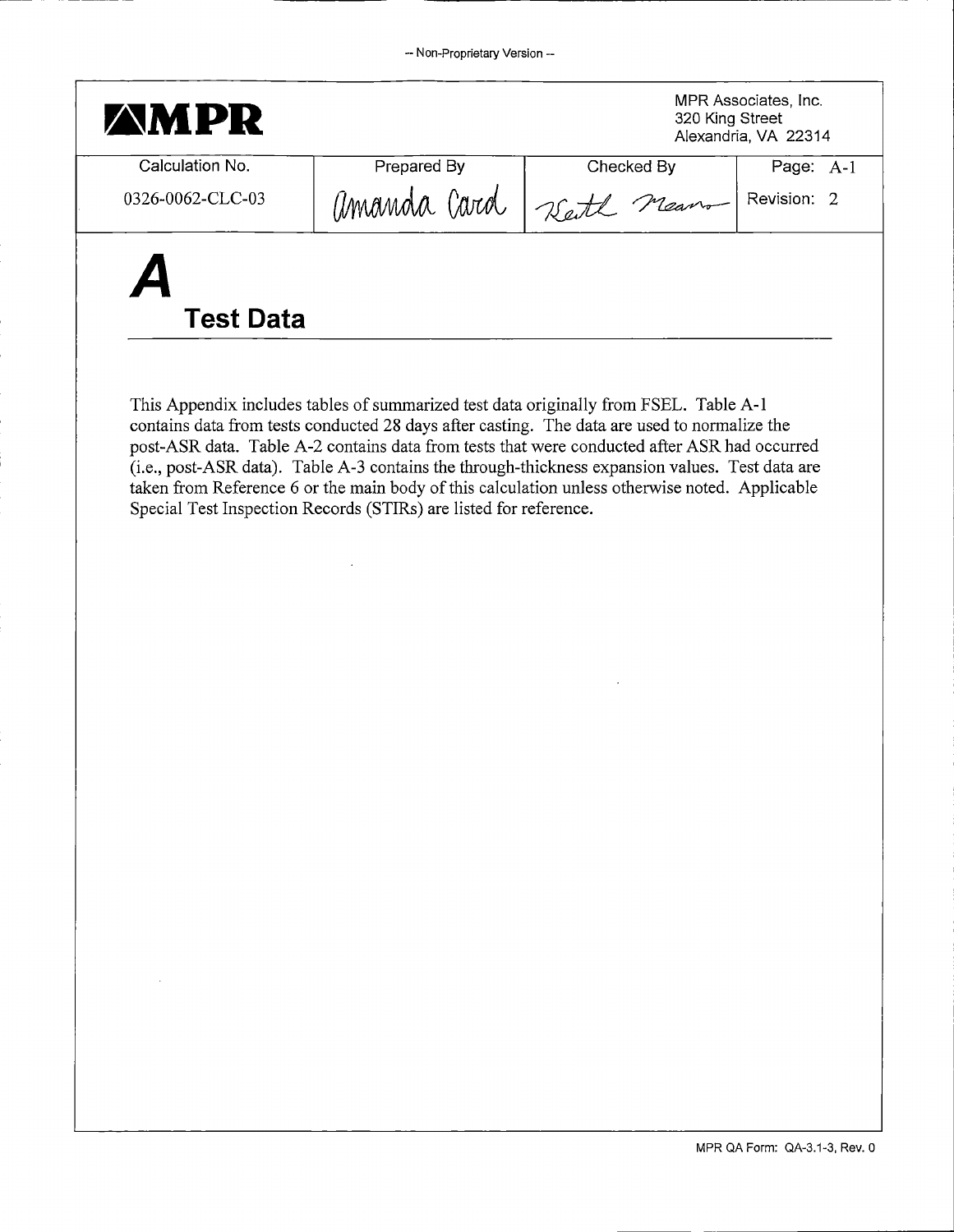| Calculation No. | Prepared By | Checked By | Page: A-1 |
|---|---|---|---|
| 0326-0062-CLC-03 | Amanda Card | Keith Means | Revision: 2 |

# A Test Data

This Appendix includes tables of summarized test data originally from FSEL. Table A-1 contains data from tests conducted 28 days after casting. The data are used to normalize the post-ASR data. Table A-2 contains data from tests that were conducted after ASR had occurred (i.e., post-ASR data). Table A-3 contains the through-thickness expansion values. Test data are taken from Reference 6 or the main body of this calculation unless otherwise noted. Applicable Special Test Inspection Records (STIRs) are listed for reference.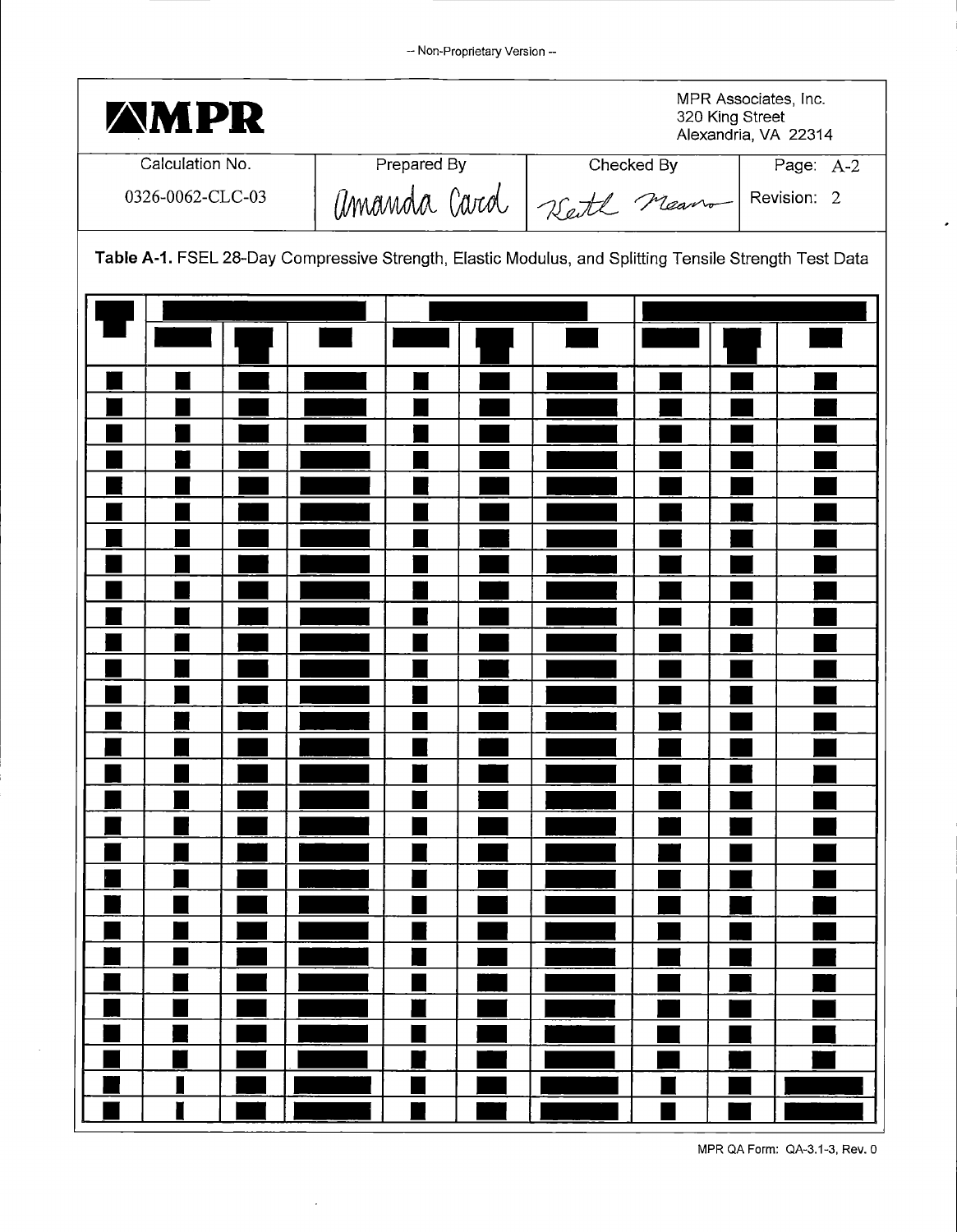-- Non-Proprietary Version --

MPR

MPR Associates, Inc.
320 King Street
Alexandria, VA 22314

| Calculation No. | Prepared By | Checked By | Page: A-2 |
|---|---|---|---|
| 0326-0062-CLC-03 | Amanda Card | Keith Means | Revision: 2 |

**Table A-1.** FSEL 28-Day Compressive Strength, Elastic Modulus, and Splitting Tensile Strength Test Data

| [redacted] | [redacted] | | | [redacted] | | | [redacted] | | |
|---|---|---|---|---|---|---|---|---|---|
| | [redacted] | [redacted] | [redacted] | [redacted] | [redacted] | [redacted] | [redacted] | [redacted] | [redacted] |
| [redacted] | [redacted] | [redacted] | [redacted] | [redacted] | [redacted] | [redacted] | [redacted] | [redacted] | [redacted] |
| [redacted] | [redacted] | [redacted] | [redacted] | [redacted] | [redacted] | [redacted] | [redacted] | [redacted] | [redacted] |
| [redacted] | [redacted] | [redacted] | [redacted] | [redacted] | [redacted] | [redacted] | [redacted] | [redacted] | [redacted] |
| [redacted] | [redacted] | [redacted] | [redacted] | [redacted] | [redacted] | [redacted] | [redacted] | [redacted] | [redacted] |
| [redacted] | [redacted] | [redacted] | [redacted] | [redacted] | [redacted] | [redacted] | [redacted] | [redacted] | [redacted] |
| [redacted] | [redacted] | [redacted] | [redacted] | [redacted] | [redacted] | [redacted] | [redacted] | [redacted] | [redacted] |
| [redacted] | [redacted] | [redacted] | [redacted] | [redacted] | [redacted] | [redacted] | [redacted] | [redacted] | [redacted] |
| [redacted] | [redacted] | [redacted] | [redacted] | [redacted] | [redacted] | [redacted] | [redacted] | [redacted] | [redacted] |
| [redacted] | [redacted] | [redacted] | [redacted] | [redacted] | [redacted] | [redacted] | [redacted] | [redacted] | [redacted] |
| [redacted] | [redacted] | [redacted] | [redacted] | [redacted] | [redacted] | [redacted] | [redacted] | [redacted] | [redacted] |
| [redacted] | [redacted] | [redacted] | [redacted] | [redacted] | [redacted] | [redacted] | [redacted] | [redacted] | [redacted] |
| [redacted] | [redacted] | [redacted] | [redacted] | [redacted] | [redacted] | [redacted] | [redacted] | [redacted] | [redacted] |
| [redacted] | [redacted] | [redacted] | [redacted] | [redacted] | [redacted] | [redacted] | [redacted] | [redacted] | [redacted] |
| [redacted] | [redacted] | [redacted] | [redacted] | [redacted] | [redacted] | [redacted] | [redacted] | [redacted] | [redacted] |
| [redacted] | [redacted] | [redacted] | [redacted] | [redacted] | [redacted] | [redacted] | [redacted] | [redacted] | [redacted] |
| [redacted] | [redacted] | [redacted] | [redacted] | [redacted] | [redacted] | [redacted] | [redacted] | [redacted] | [redacted] |
| [redacted] | [redacted] | [redacted] | [redacted] | [redacted] | [redacted] | [redacted] | [redacted] | [redacted] | [redacted] |
| [redacted] | [redacted] | [redacted] | [redacted] | [redacted] | [redacted] | [redacted] | [redacted] | [redacted] | [redacted] |
| [redacted] | [redacted] | [redacted] | [redacted] | [redacted] | [redacted] | [redacted] | [redacted] | [redacted] | [redacted] |
| [redacted] | [redacted] | [redacted] | [redacted] | [redacted] | [redacted] | [redacted] | [redacted] | [redacted] | [redacted] |
| [redacted] | [redacted] | [redacted] | [redacted] | [redacted] | [redacted] | [redacted] | [redacted] | [redacted] | [redacted] |
| [redacted] | [redacted] | [redacted] | [redacted] | [redacted] | [redacted] | [redacted] | [redacted] | [redacted] | [redacted] |
| [redacted] | [redacted] | [redacted] | [redacted] | [redacted] | [redacted] | [redacted] | [redacted] | [redacted] | [redacted] |
| [redacted] | [redacted] | [redacted] | [redacted] | [redacted] | [redacted] | [redacted] | [redacted] | [redacted] | [redacted] |
| [redacted] | [redacted] | [redacted] | [redacted] | [redacted] | [redacted] | [redacted] | [redacted] | [redacted] | [redacted] |
| [redacted] | [redacted] | [redacted] | [redacted] | [redacted] | [redacted] | [redacted] | [redacted] | [redacted] | [redacted] |
| [redacted] | [redacted] | [redacted] | [redacted] | [redacted] | [redacted] | [redacted] | [redacted] | [redacted] | [redacted] |

MPR QA Form: QA-3.1-3, Rev. 0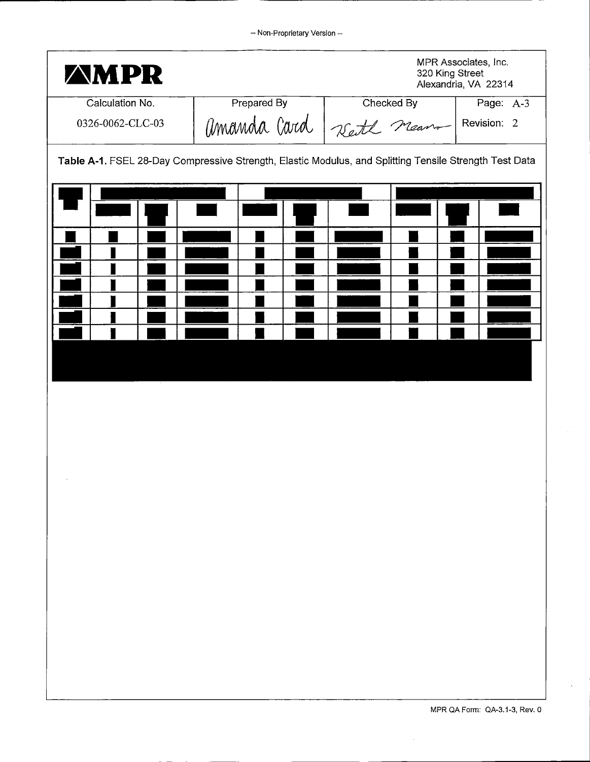MPR Associates, Inc.
320 King Street
Alexandria, VA 22314

| Calculation No. | Prepared By | Checked By | Page: A-3 |
|---|---|---|---|
| 0326-0062-CLC-03 | Amanda Card | Keith Mears | Revision: 2 |

**Table A-1.** FSEL 28-Day Compressive Strength, Elastic Modulus, and Splitting Tensile Strength Test Data

| ■ | ■ | | | ■ | | | ■ | | |
|---|---|---|---|---|---|---|---|---|---|
| | ■ | ■ | ■ | ■ | ■ | ■ | ■ | ■ | ■ |
| ■ | ■ | ■ | ■ | ■ | ■ | ■ | ■ | ■ | ■ |
| ■ | ■ | ■ | ■ | ■ | ■ | ■ | ■ | ■ | ■ |
| ■ | ■ | ■ | ■ | ■ | ■ | ■ | ■ | ■ | ■ |
| ■ | ■ | ■ | ■ | ■ | ■ | ■ | ■ | ■ | ■ |
| ■ | ■ | ■ | ■ | ■ | ■ | ■ | ■ | ■ | ■ |
| ■ | ■ | ■ | ■ | ■ | ■ | ■ | ■ | ■ | ■ |
| ■ | ■ | ■ | ■ | ■ | ■ | ■ | ■ | ■ | ■ |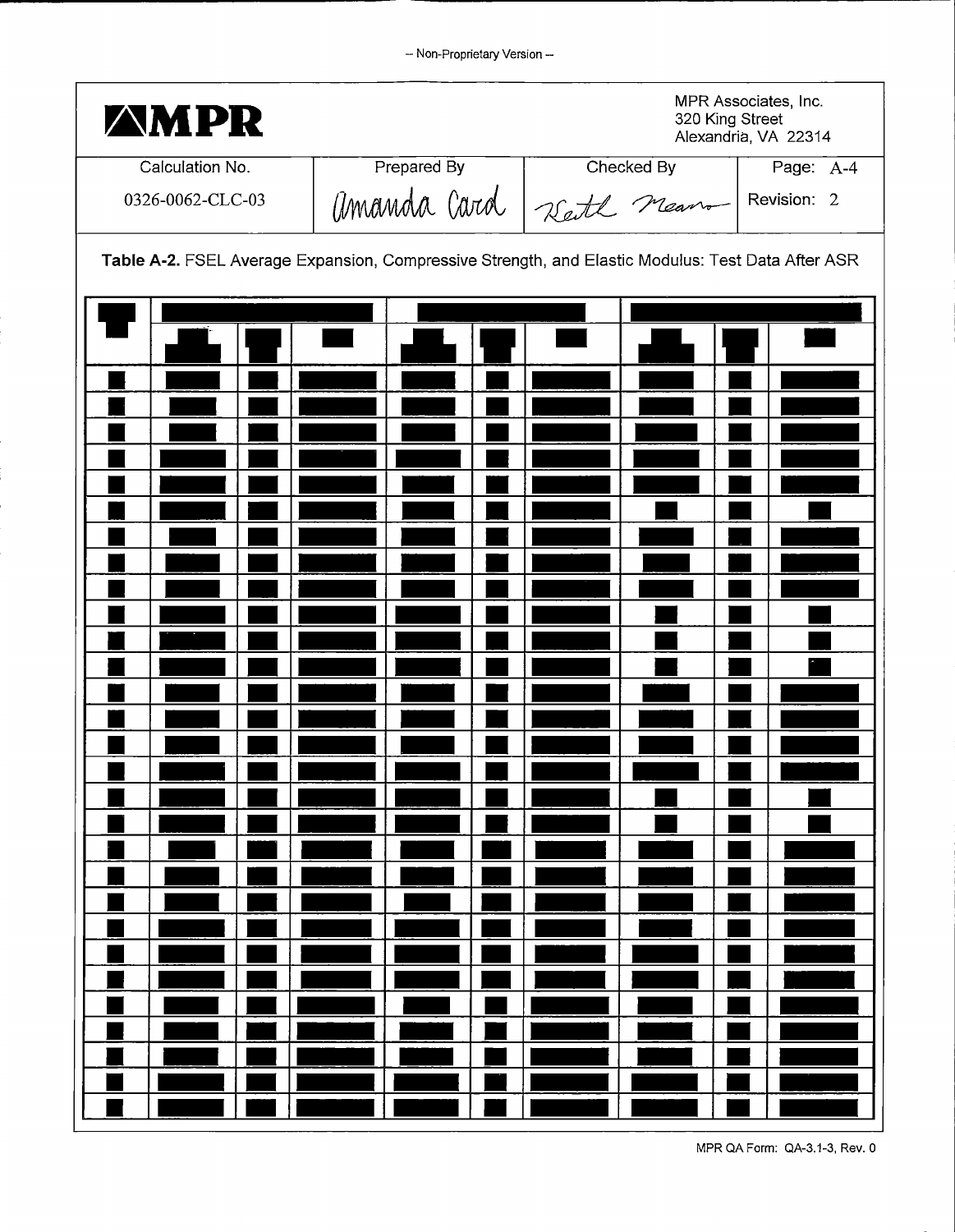-- Non-Proprietary Version --

| MPR | | | MPR Associates, Inc. 320 King Street Alexandria, VA 22314 |
|---|---|---|---|
| Calculation No. | Prepared By | Checked By | Page: A-4 |
| 0326-0062-CLC-03 | Amanda Card | Keith Mears | Revision: 2 |

**Table A-2.** FSEL Average Expansion, Compressive Strength, and Elastic Modulus: Test Data After ASR

MPR QA Form: QA-3.1-3, Rev. 0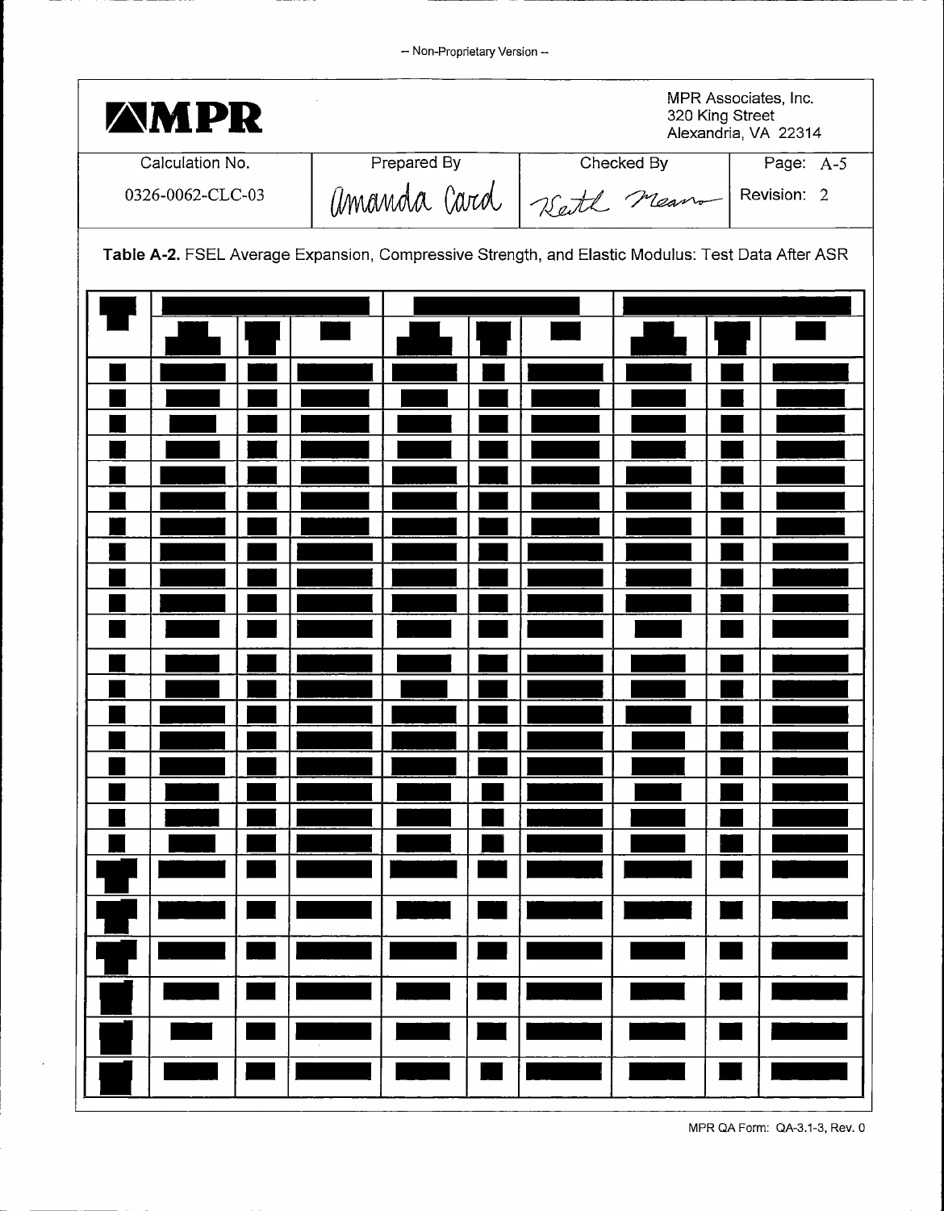– Non-Proprietary Version –

| MPR | | | MPR Associates, Inc.<br>320 King Street<br>Alexandria, VA 22314 |
|---|---|---|---|
| Calculation No. | Prepared By | Checked By | Page: A-5 |
| 0326-0062-CLC-03 | Amanda Card | Keith Means | Revision: 2 |

**Table A-2.** FSEL Average Expansion, Compressive Strength, and Elastic Modulus: Test Data After ASR

| ■ | ■ | | | ■ | | | ■ | | |
|---|---|---|---|---|---|---|---|---|---|
| | ■ | ■ | ■ | ■ | ■ | ■ | ■ | ■ | ■ |
| ■ | ■ | ■ | ■ | ■ | ■ | ■ | ■ | ■ | ■ |
| ■ | ■ | ■ | ■ | ■ | ■ | ■ | ■ | ■ | ■ |
| ■ | ■ | ■ | ■ | ■ | ■ | ■ | ■ | ■ | ■ |
| ■ | ■ | ■ | ■ | ■ | ■ | ■ | ■ | ■ | ■ |
| ■ | ■ | ■ | ■ | ■ | ■ | ■ | ■ | ■ | ■ |
| ■ | ■ | ■ | ■ | ■ | ■ | ■ | ■ | ■ | ■ |
| ■ | ■ | ■ | ■ | ■ | ■ | ■ | ■ | ■ | ■ |
| ■ | ■ | ■ | ■ | ■ | ■ | ■ | ■ | ■ | ■ |
| ■ | ■ | ■ | ■ | ■ | ■ | ■ | ■ | ■ | ■ |
| ■ | ■ | ■ | ■ | ■ | ■ | ■ | ■ | ■ | ■ |
| ■ | ■ | ■ | ■ | ■ | ■ | ■ | ■ | ■ | ■ |
| ■ | ■ | ■ | ■ | ■ | ■ | ■ | ■ | ■ | ■ |
| ■ | ■ | ■ | ■ | ■ | ■ | ■ | ■ | ■ | ■ |
| ■ | ■ | ■ | ■ | ■ | ■ | ■ | ■ | ■ | ■ |
| ■ | ■ | ■ | ■ | ■ | ■ | ■ | ■ | ■ | ■ |
| ■ | ■ | ■ | ■ | ■ | ■ | ■ | ■ | ■ | ■ |
| ■ | ■ | ■ | ■ | ■ | ■ | ■ | ■ | ■ | ■ |
| ■ | ■ | ■ | ■ | ■ | ■ | ■ | ■ | ■ | ■ |
| ■ | ■ | ■ | ■ | ■ | ■ | ■ | ■ | ■ | ■ |
| ■ | ■ | ■ | ■ | ■ | ■ | ■ | ■ | ■ | ■ |
| ■ | ■ | ■ | ■ | ■ | ■ | ■ | ■ | ■ | ■ |
| ■ | ■ | ■ | ■ | ■ | ■ | ■ | ■ | ■ | ■ |
| ■ | ■ | ■ | ■ | ■ | ■ | ■ | ■ | ■ | ■ |
| ■ | ■ | ■ | ■ | ■ | ■ | ■ | ■ | ■ | ■ |

MPR QA Form: QA-3.1-3, Rev. 0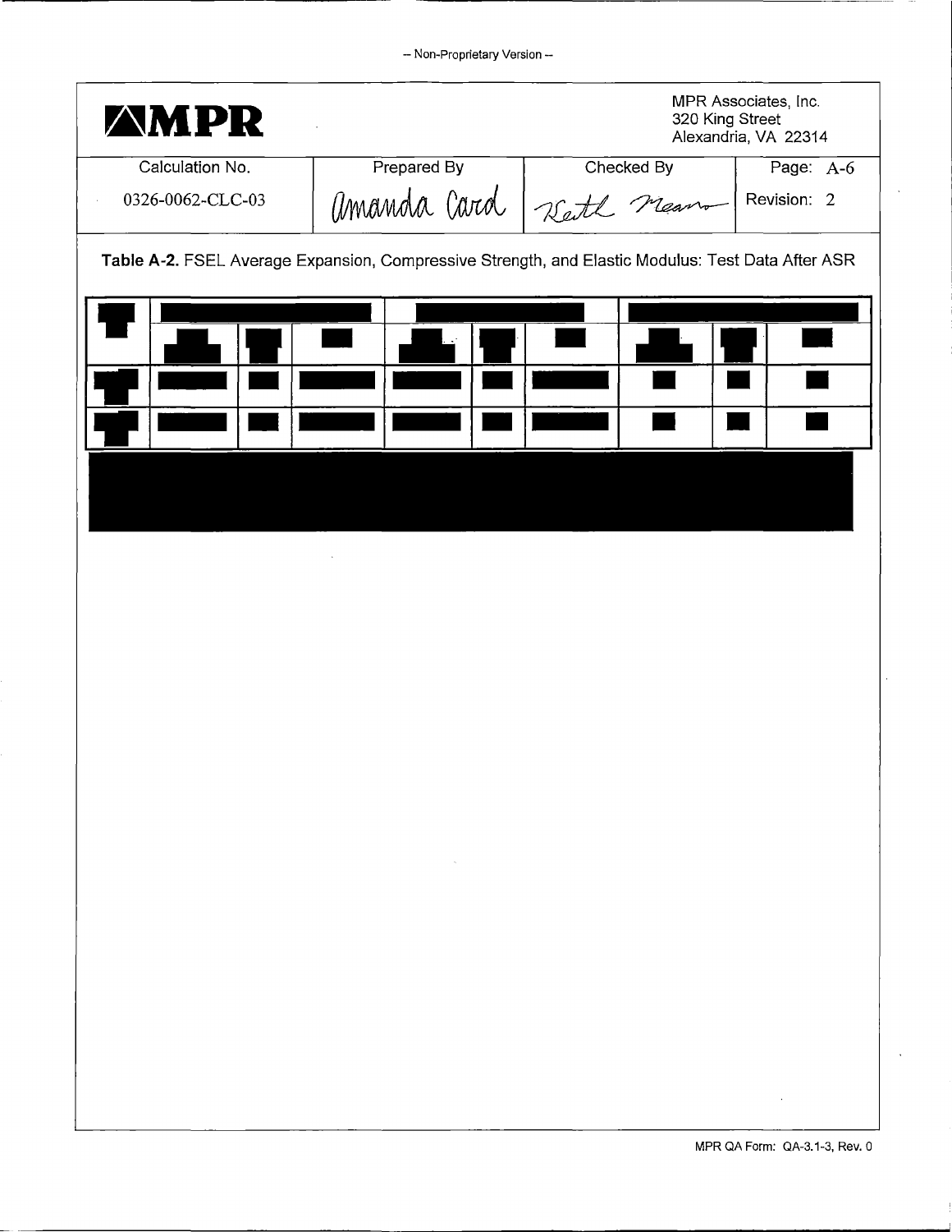– Non-Proprietary Version –

| **MPR** | | | MPR Associates, Inc.<br>320 King Street<br>Alexandria, VA 22314 |
|---|---|---|---|
| Calculation No. | Prepared By | Checked By | Page: A-6 |
| 0326-0062-CLC-03 | Amanda Card | Keith Means | Revision: 2 |

**Table A-2.** FSEL Average Expansion, Compressive Strength, and Elastic Modulus: Test Data After ASR

| | | | | | | | | | |
|---|---|---|---|---|---|---|---|---|---|
| | | | | | | | | | |
| | | | | | | | | | |
| | | | | | | | | | |

MPR QA Form: QA-3.1-3, Rev. 0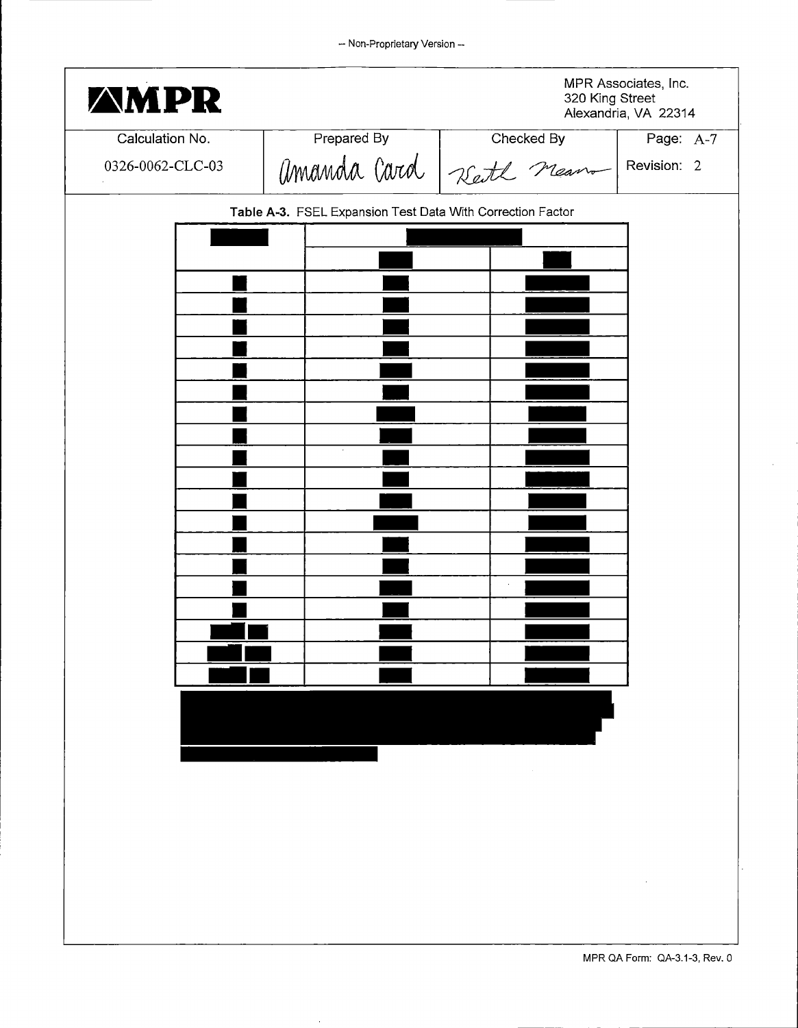-- Non-Proprietary Version --

MPR Associates, Inc.
320 King Street
Alexandria, VA 22314

| Calculation No. | Prepared By | Checked By | Page: A-7 |
|---|---|---|---|
| 0326-0062-CLC-03 | Amanda Card | Keith Mears | Revision: 2 |

**Table A-3.** FSEL Expansion Test Data With Correction Factor

| [redacted] | [redacted] | |
|---|---|---|
| | [redacted] | [redacted] |
| [redacted] | [redacted] | [redacted] |
| [redacted] | [redacted] | [redacted] |
| [redacted] | [redacted] | [redacted] |
| [redacted] | [redacted] | [redacted] |
| [redacted] | [redacted] | [redacted] |
| [redacted] | [redacted] | [redacted] |
| [redacted] | [redacted] | [redacted] |
| [redacted] | [redacted] | [redacted] |
| [redacted] | [redacted] | [redacted] |
| [redacted] | [redacted] | [redacted] |
| [redacted] | [redacted] | [redacted] |
| [redacted] | [redacted] | [redacted] |
| [redacted] | [redacted] | [redacted] |
| [redacted] | [redacted] | [redacted] |
| [redacted] | [redacted] | [redacted] |
| [redacted] | [redacted] | [redacted] |
| [redacted] | [redacted] | [redacted] |
| [redacted] | [redacted] | [redacted] |
| [redacted] | [redacted] | [redacted] |

[redacted]

MPR QA Form: QA-3.1-3, Rev. 0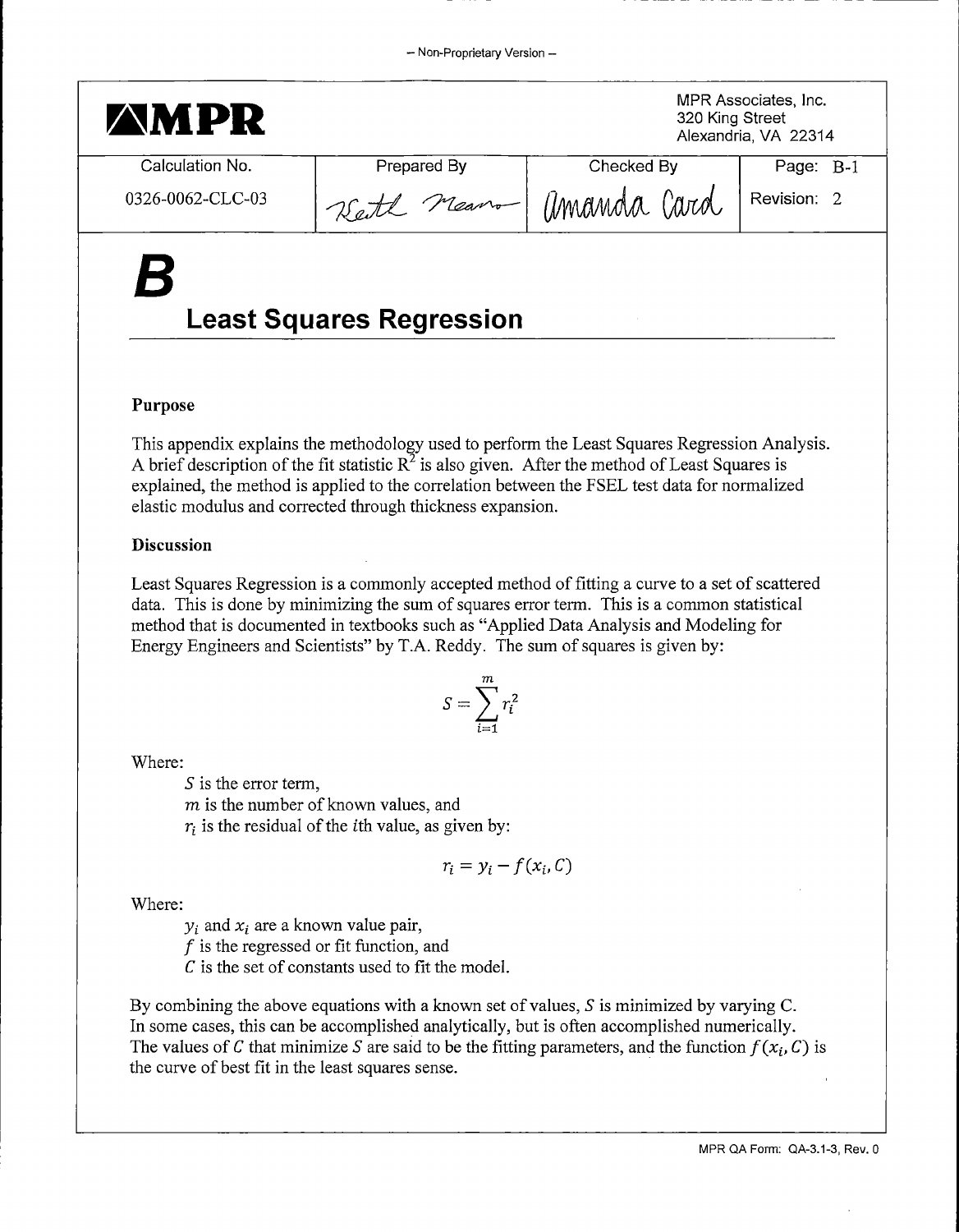# B

## Least Squares Regression

### Purpose

This appendix explains the methodology used to perform the Least Squares Regression Analysis. A brief description of the fit statistic $R^2$ is also given. After the method of Least Squares is explained, the method is applied to the correlation between the FSEL test data for normalized elastic modulus and corrected through thickness expansion.

### Discussion

Least Squares Regression is a commonly accepted method of fitting a curve to a set of scattered data. This is done by minimizing the sum of squares error term. This is a common statistical method that is documented in textbooks such as "Applied Data Analysis and Modeling for Energy Engineers and Scientists" by T.A. Reddy. The sum of squares is given by:

$$S = \sum_{i=1}^{m} r_i^2$$

Where:

- $S$ is the error term,
- $m$ is the number of known values, and
- $r_i$ is the residual of the $i$th value, as given by:

$$r_i = y_i - f(x_i, C)$$

Where:

- $y_i$ and $x_i$ are a known value pair,
- $f$ is the regressed or fit function, and
- $C$ is the set of constants used to fit the model.

By combining the above equations with a known set of values, $S$ is minimized by varying C. In some cases, this can be accomplished analytically, but is often accomplished numerically. The values of $C$ that minimize $S$ are said to be the fitting parameters, and the function $f(x_i, C)$ is the curve of best fit in the least squares sense.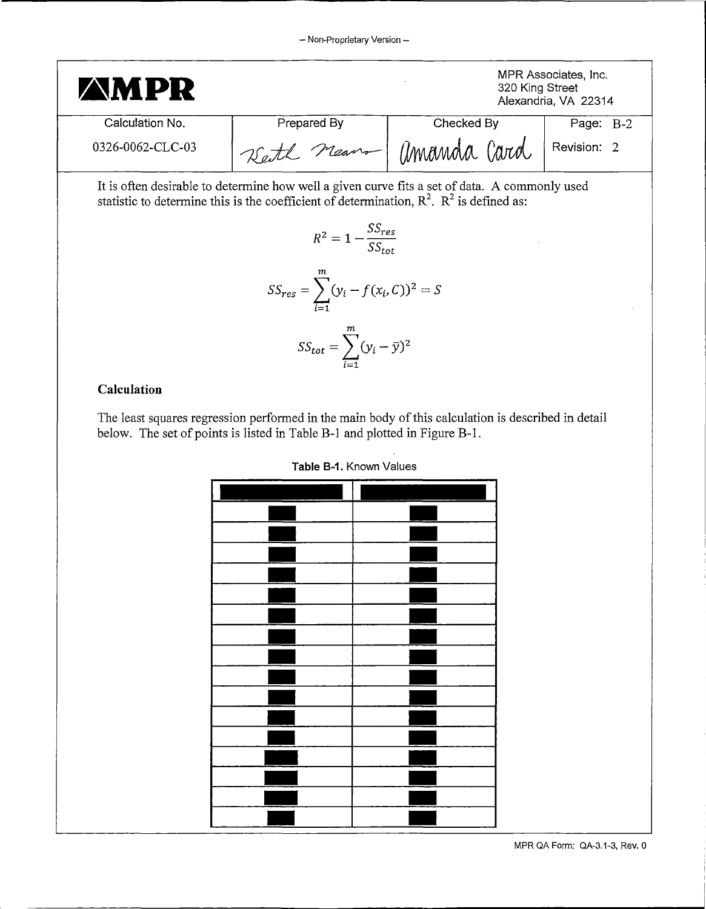It is often desirable to determine how well a given curve fits a set of data. A commonly used statistic to determine this is the coefficient of determination, $R^2$. $R^2$ is defined as:

$$R^2 = 1 - \frac{SS_{res}}{SS_{tot}}$$

$$SS_{res} = \sum_{i=1}^{m} (y_i - f(x_i, C))^2 = S$$

$$SS_{tot} = \sum_{i=1}^{m} (y_i - \bar{y})^2$$

**Calculation**

The least squares regression performed in the main body of this calculation is described in detail below. The set of points is listed in Table B-1 and plotted in Figure B-1.

**Table B-1.** Known Values

| ■ | ■ |
|---|---|
| ■ | ■ |
| ■ | ■ |
| ■ | ■ |
| ■ | ■ |
| ■ | ■ |
| ■ | ■ |
| ■ | ■ |
| ■ | ■ |
| ■ | ■ |
| ■ | ■ |
| ■ | ■ |
| ■ | ■ |
| ■ | ■ |
| ■ | ■ |
| ■ | ■ |
| ■ | ■ |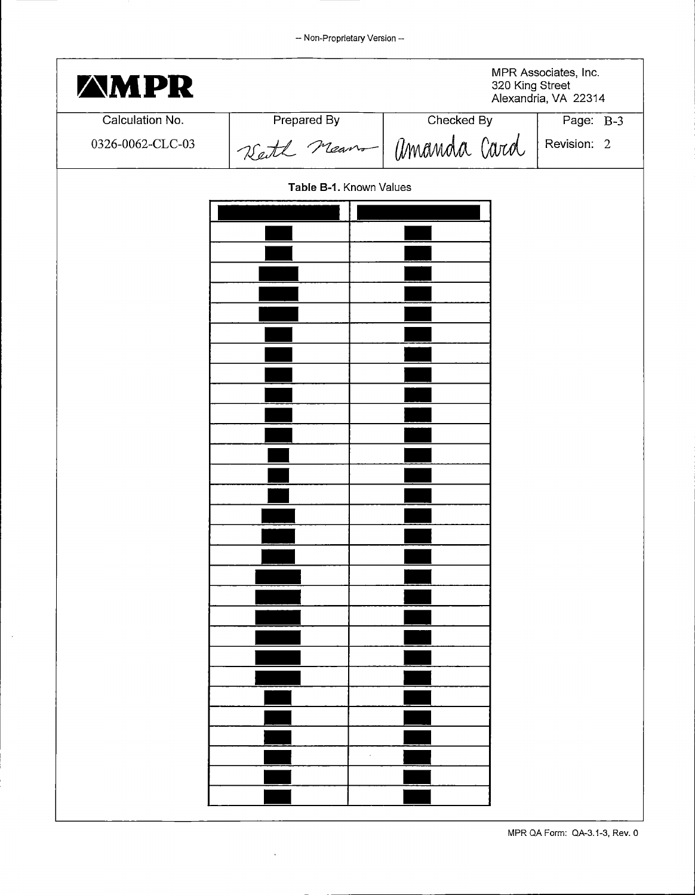– Non-Proprietary Version –

| MPR | | MPR Associates, Inc. 320 King Street Alexandria, VA 22314 | |
|---|---|---|---|
| Calculation No. | Prepared By | Checked By | Page: B-3 |
| 0326-0062-CLC-03 | Keith Means | Amanda Card | Revision: 2 |

**Table B-1.** Known Values

| ■ | ■ |
|---|---|
| ■ | ■ |
| ■ | ■ |
| ■ | ■ |
| ■ | ■ |
| ■ | ■ |
| ■ | ■ |
| ■ | ■ |
| ■ | ■ |
| ■ | ■ |
| ■ | ■ |
| ■ | ■ |
| ■ | ■ |
| ■ | ■ |
| ■ | ■ |
| ■ | ■ |
| ■ | ■ |
| ■ | ■ |
| ■ | ■ |
| ■ | ■ |
| ■ | ■ |
| ■ | ■ |
| ■ | ■ |
| ■ | ■ |
| ■ | ■ |
| ■ | ■ |
| ■ | ■ |
| ■ | ■ |
| ■ | ■ |

MPR QA Form: QA-3.1-3, Rev. 0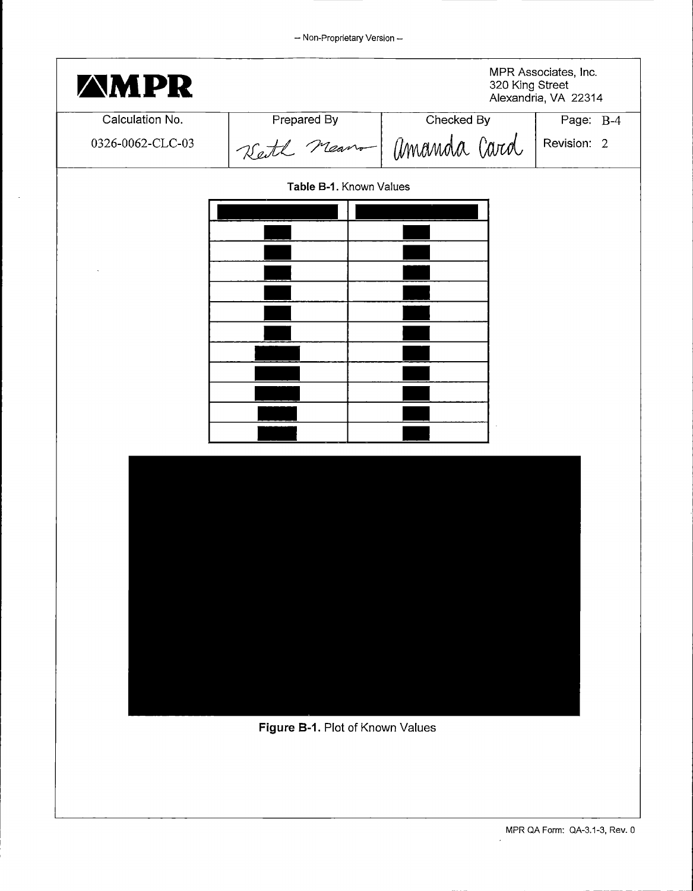– Non-Proprietary Version –

| MPR | | MPR Associates, Inc. 320 King Street Alexandria, VA 22314 | |
|---|---|---|---|
| Calculation No. | Prepared By | Checked By | Page: B-4 |
| 0326-0062-CLC-03 | Keith Means | Amanda Card | Revision: 2 |

**Table B-1.** Known Values

| ■■■ | ■■■ |
|---|---|
| ■■■ | ■■■ |
| ■■■ | ■■■ |
| ■■■ | ■■■ |
| ■■■ | ■■■ |
| ■■■ | ■■■ |
| ■■■ | ■■■ |
| ■■■ | ■■■ |
| ■■■ | ■■■ |
| ■■■ | ■■■ |
| ■■■ | ■■■ |
| ■■■ | ■■■ |

**Figure B-1.** Plot of Known Values

MPR QA Form: QA-3.1-3, Rev. 0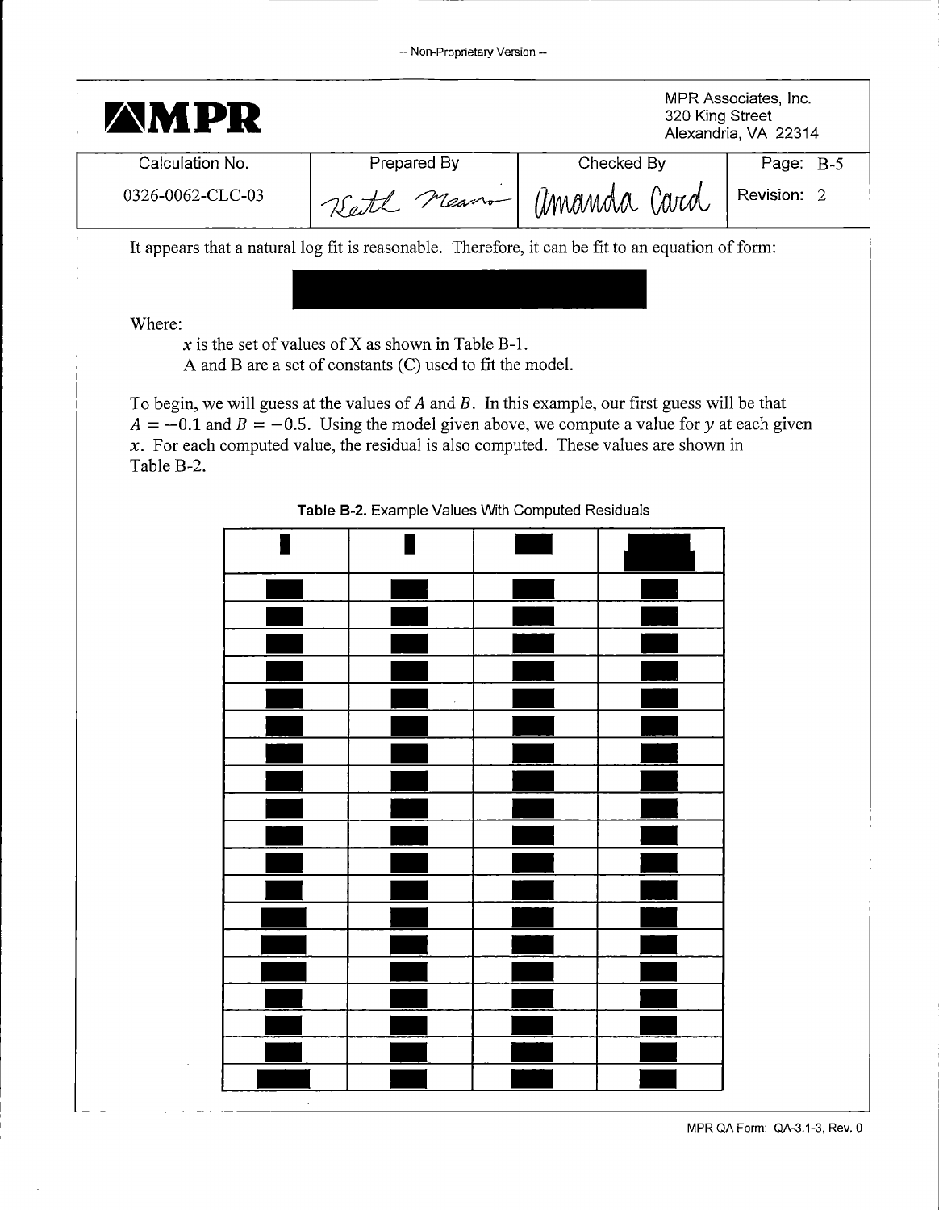It appears that a natural log fit is reasonable. Therefore, it can be fit to an equation of form:

[REDACTED]

Where:

$x$ is the set of values of X as shown in Table B-1.
A and B are a set of constants (C) used to fit the model.

To begin, we will guess at the values of $A$ and $B$. In this example, our first guess will be that $A = -0.1$ and $B = -0.5$. Using the model given above, we compute a value for $y$ at each given $x$. For each computed value, the residual is also computed. These values are shown in Table B-2.

**Table B-2.** Example Values With Computed Residuals

| [REDACTED] | [REDACTED] | [REDACTED] | [REDACTED] |
|---|---|---|---|
| [REDACTED] | [REDACTED] | [REDACTED] | [REDACTED] |
| [REDACTED] | [REDACTED] | [REDACTED] | [REDACTED] |
| [REDACTED] | [REDACTED] | [REDACTED] | [REDACTED] |
| [REDACTED] | [REDACTED] | [REDACTED] | [REDACTED] |
| [REDACTED] | [REDACTED] | [REDACTED] | [REDACTED] |
| [REDACTED] | [REDACTED] | [REDACTED] | [REDACTED] |
| [REDACTED] | [REDACTED] | [REDACTED] | [REDACTED] |
| [REDACTED] | [REDACTED] | [REDACTED] | [REDACTED] |
| [REDACTED] | [REDACTED] | [REDACTED] | [REDACTED] |
| [REDACTED] | [REDACTED] | [REDACTED] | [REDACTED] |
| [REDACTED] | [REDACTED] | [REDACTED] | [REDACTED] |
| [REDACTED] | [REDACTED] | [REDACTED] | [REDACTED] |
| [REDACTED] | [REDACTED] | [REDACTED] | [REDACTED] |
| [REDACTED] | [REDACTED] | [REDACTED] | [REDACTED] |
| [REDACTED] | [REDACTED] | [REDACTED] | [REDACTED] |
| [REDACTED] | [REDACTED] | [REDACTED] | [REDACTED] |
| [REDACTED] | [REDACTED] | [REDACTED] | [REDACTED] |
| [REDACTED] | [REDACTED] | [REDACTED] | [REDACTED] |
| [REDACTED] | [REDACTED] | [REDACTED] | [REDACTED] |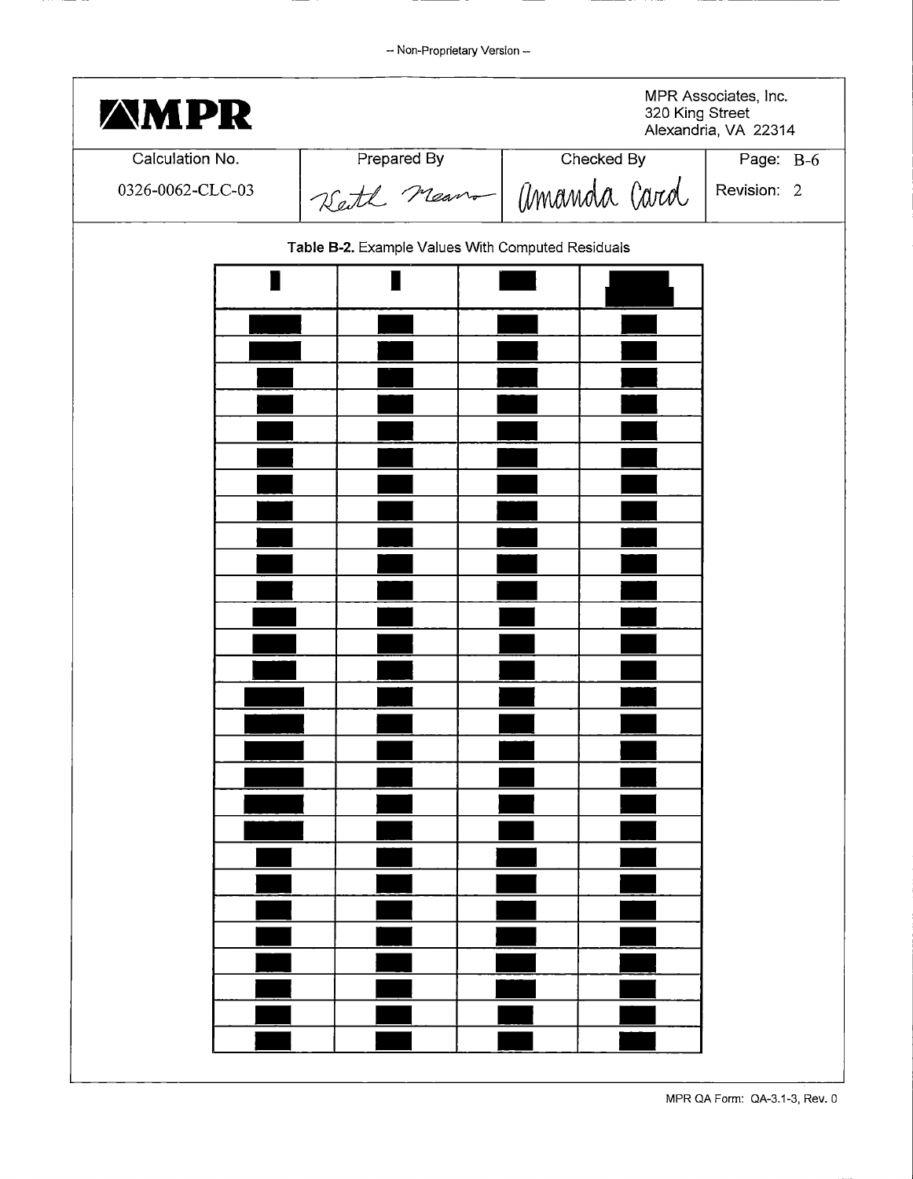-- Non-Proprietary Version --

| Calculation No. | Prepared By | Checked By | Page: B-6 |
|---|---|---|---|
| 0326-0062-CLC-03 | Keith Means | Amanda Card | Revision: 2 |

**Table B-2.** Example Values With Computed Residuals

| ■ | ■ | ■ | ■ |
|---|---|---|---|
| ■ | ■ | ■ | ■ |
| ■ | ■ | ■ | ■ |
| ■ | ■ | ■ | ■ |
| ■ | ■ | ■ | ■ |
| ■ | ■ | ■ | ■ |
| ■ | ■ | ■ | ■ |
| ■ | ■ | ■ | ■ |
| ■ | ■ | ■ | ■ |
| ■ | ■ | ■ | ■ |
| ■ | ■ | ■ | ■ |
| ■ | ■ | ■ | ■ |
| ■ | ■ | ■ | ■ |
| ■ | ■ | ■ | ■ |
| ■ | ■ | ■ | ■ |
| ■ | ■ | ■ | ■ |
| ■ | ■ | ■ | ■ |
| ■ | ■ | ■ | ■ |
| ■ | ■ | ■ | ■ |
| ■ | ■ | ■ | ■ |
| ■ | ■ | ■ | ■ |
| ■ | ■ | ■ | ■ |
| ■ | ■ | ■ | ■ |
| ■ | ■ | ■ | ■ |
| ■ | ■ | ■ | ■ |
| ■ | ■ | ■ | ■ |
| ■ | ■ | ■ | ■ |
| ■ | ■ | ■ | ■ |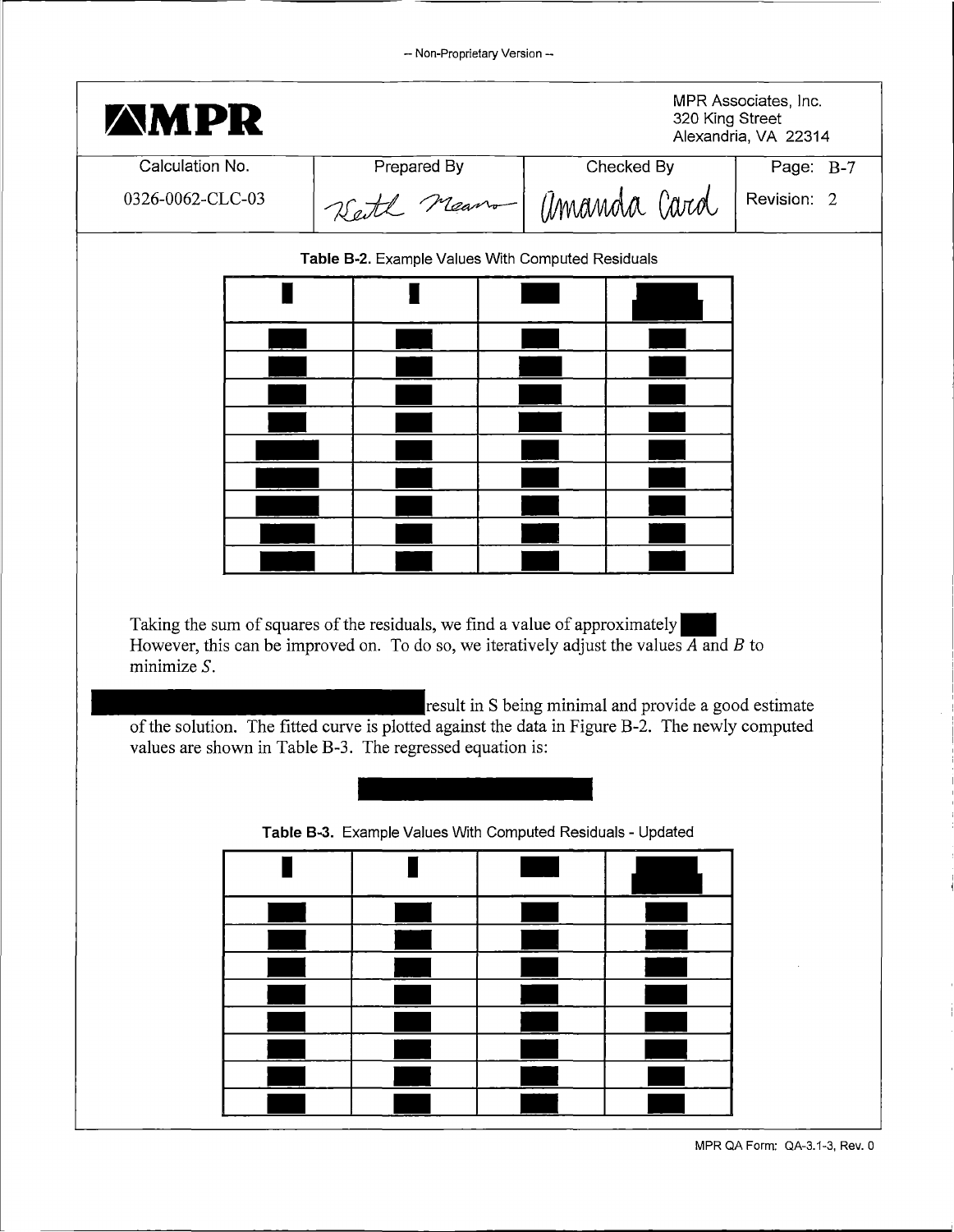**Table B-2.** Example Values With Computed Residuals

| █ | █ | █ | █ |
|---|---|---|---|
| █ | █ | █ | █ |
| █ | █ | █ | █ |
| █ | █ | █ | █ |
| █ | █ | █ | █ |
| █ | █ | █ | █ |
| █ | █ | █ | █ |
| █ | █ | █ | █ |
| █ | █ | █ | █ |
| █ | █ | █ | █ |

Taking the sum of squares of the residuals, we find a value of approximately █ However, this can be improved on. To do so, we iteratively adjust the values $A$ and $B$ to minimize $S$.

█ result in S being minimal and provide a good estimate of the solution. The fitted curve is plotted against the data in Figure B-2. The newly computed values are shown in Table B-3. The regressed equation is:

█

**Table B-3.** Example Values With Computed Residuals - Updated

| █ | █ | █ | █ |
|---|---|---|---|
| █ | █ | █ | █ |
| █ | █ | █ | █ |
| █ | █ | █ | █ |
| █ | █ | █ | █ |
| █ | █ | █ | █ |
| █ | █ | █ | █ |
| █ | █ | █ | █ |
| █ | █ | █ | █ |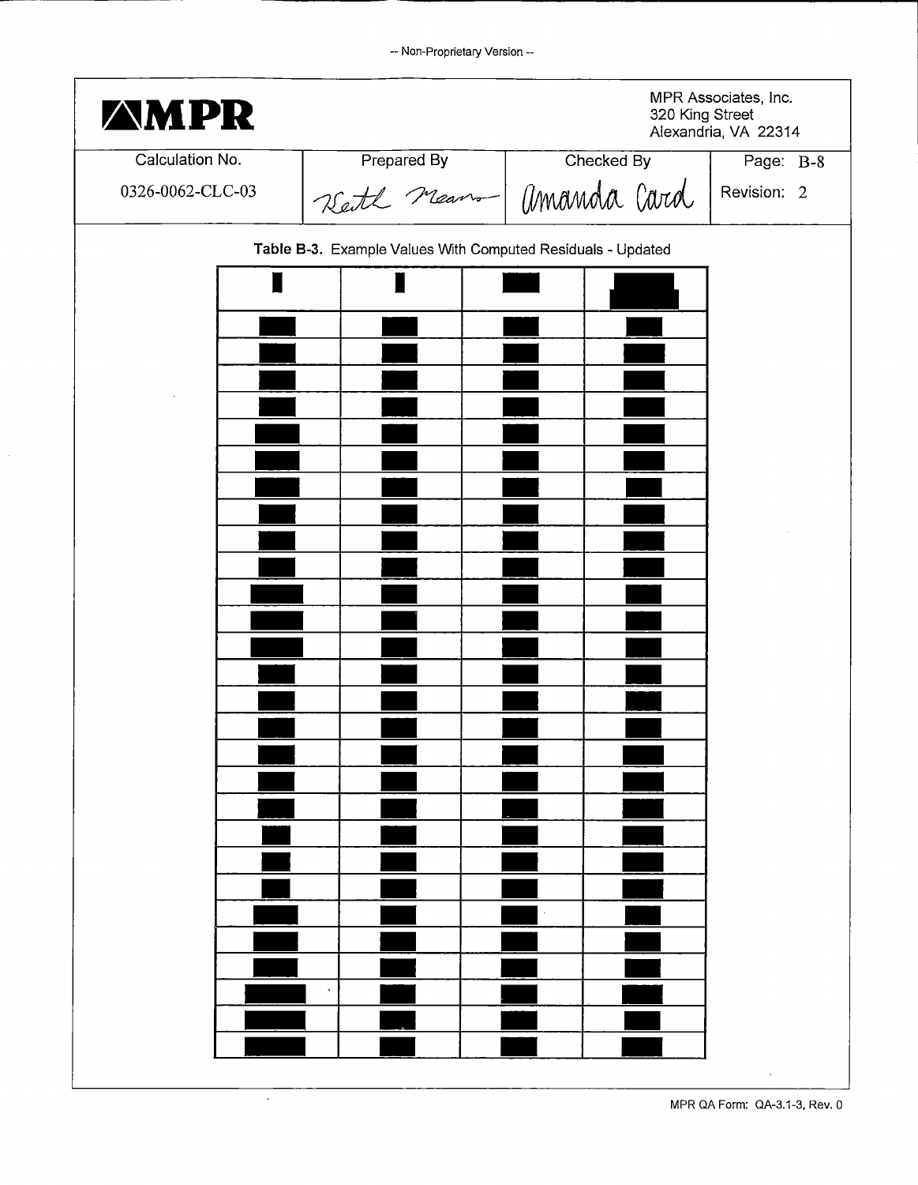-- Non-Proprietary Version --

MPR Associates, Inc.
320 King Street
Alexandria, VA 22314

| Calculation No. | Prepared By | Checked By | Page: B-8 |
|---|---|---|---|
| 0326-0062-CLC-03 | Keith Means | Amanda Card | Revision: 2 |

**Table B-3.** Example Values With Computed Residuals - Updated

| ■ | ■ | ■ | ■ |
|---|---|---|---|
| ■ | ■ | ■ | ■ |
| ■ | ■ | ■ | ■ |
| ■ | ■ | ■ | ■ |
| ■ | ■ | ■ | ■ |
| ■ | ■ | ■ | ■ |
| ■ | ■ | ■ | ■ |
| ■ | ■ | ■ | ■ |
| ■ | ■ | ■ | ■ |
| ■ | ■ | ■ | ■ |
| ■ | ■ | ■ | ■ |
| ■ | ■ | ■ | ■ |
| ■ | ■ | ■ | ■ |
| ■ | ■ | ■ | ■ |
| ■ | ■ | ■ | ■ |
| ■ | ■ | ■ | ■ |
| ■ | ■ | ■ | ■ |
| ■ | ■ | ■ | ■ |
| ■ | ■ | ■ | ■ |
| ■ | ■ | ■ | ■ |
| ■ | ■ | ■ | ■ |
| ■ | ■ | ■ | ■ |
| ■ | ■ | ■ | ■ |
| ■ | ■ | ■ | ■ |
| ■ | ■ | ■ | ■ |
| ■ | ■ | ■ | ■ |
| ■ | ■ | ■ | ■ |
| ■ | ■ | ■ | ■ |

MPR QA Form: QA-3.1-3, Rev. 0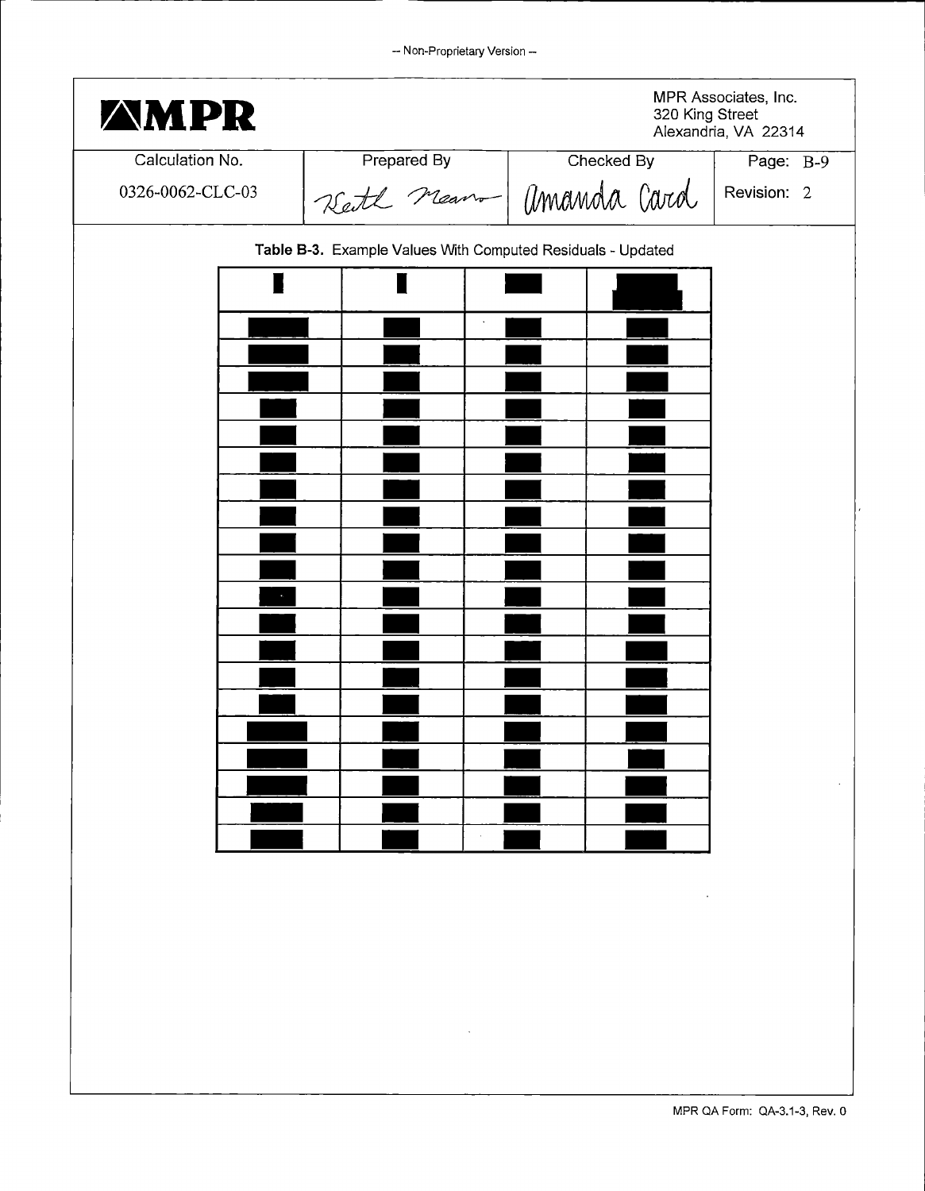– Non-Proprietary Version –

| MPR | | | MPR Associates, Inc. 320 King Street Alexandria, VA 22314 |
|---|---|---|---|
| Calculation No. | Prepared By | Checked By | Page: B-9 |
| 0326-0062-CLC-03 | Keith Means | Amanda Card | Revision: 2 |

**Table B-3.** Example Values With Computed Residuals - Updated

| ■ | ■ | ■ | ■ |
|---|---|---|---|
| ■ | ■ | ■ | ■ |
| ■ | ■ | ■ | ■ |
| ■ | ■ | ■ | ■ |
| ■ | ■ | ■ | ■ |
| ■ | ■ | ■ | ■ |
| ■ | ■ | ■ | ■ |
| ■ | ■ | ■ | ■ |
| ■ | ■ | ■ | ■ |
| ■ | ■ | ■ | ■ |
| ■ | ■ | ■ | ■ |
| ■ | ■ | ■ | ■ |
| ■ | ■ | ■ | ■ |
| ■ | ■ | ■ | ■ |
| ■ | ■ | ■ | ■ |
| ■ | ■ | ■ | ■ |
| ■ | ■ | ■ | ■ |
| ■ | ■ | ■ | ■ |
| ■ | ■ | ■ | ■ |
| ■ | ■ | ■ | ■ |
| ■ | ■ | ■ | ■ |

MPR QA Form: QA-3.1-3, Rev. 0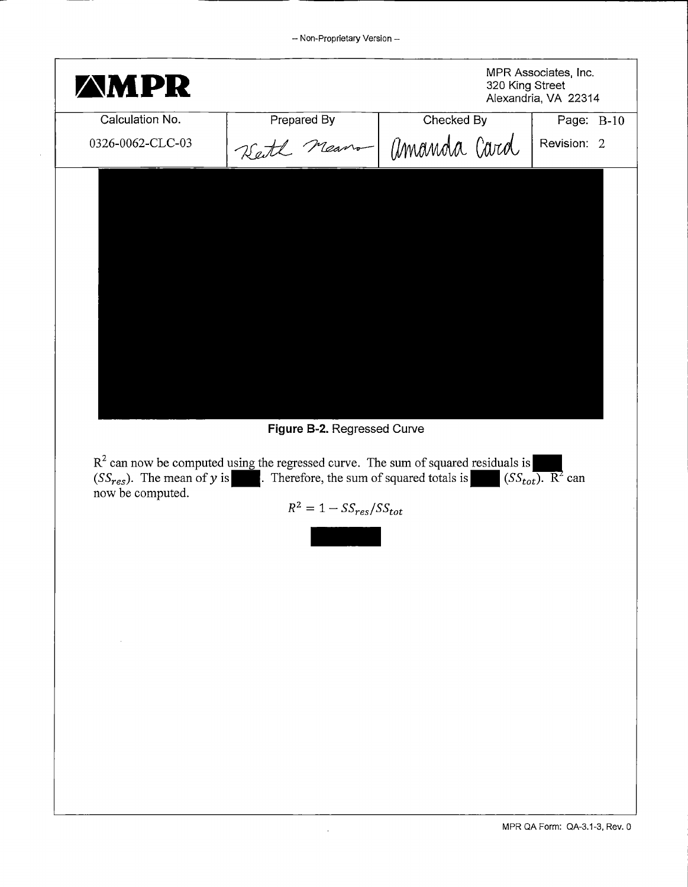| Calculation No. | Prepared By | Checked By | Page: B-10 |
| --- | --- | --- | --- |
| 0326-0062-CLC-03 | Keith Means | Amanda Card | Revision: 2 |

**Figure B-2.** Regressed Curve

$R^2$ can now be computed using the regressed curve. The sum of squared residuals is ███ ($SS_{res}$). The mean of $y$ is ███. Therefore, the sum of squared totals is ███ ($SS_{tot}$). $R^2$ can now be computed.

$$R^2 = 1 - SS_{res}/SS_{tot}$$

███